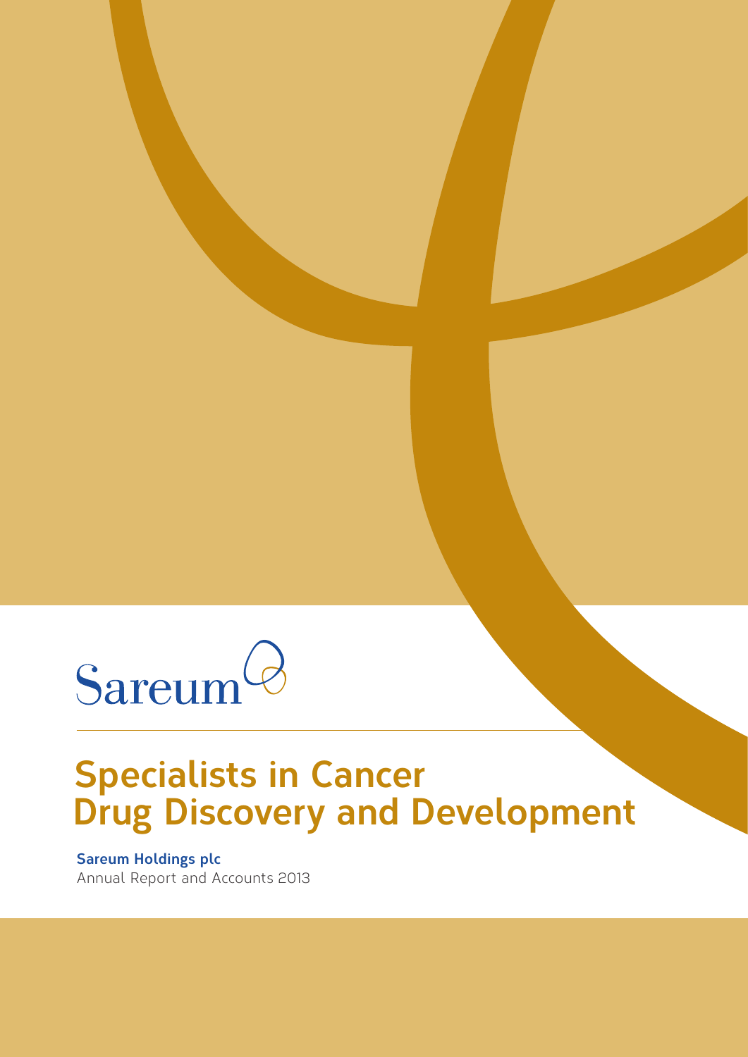Sareum

# Specialists in Cancer Drug Discovery and Development

**Sareum Holdings plc**

Annual Report and Accounts 2013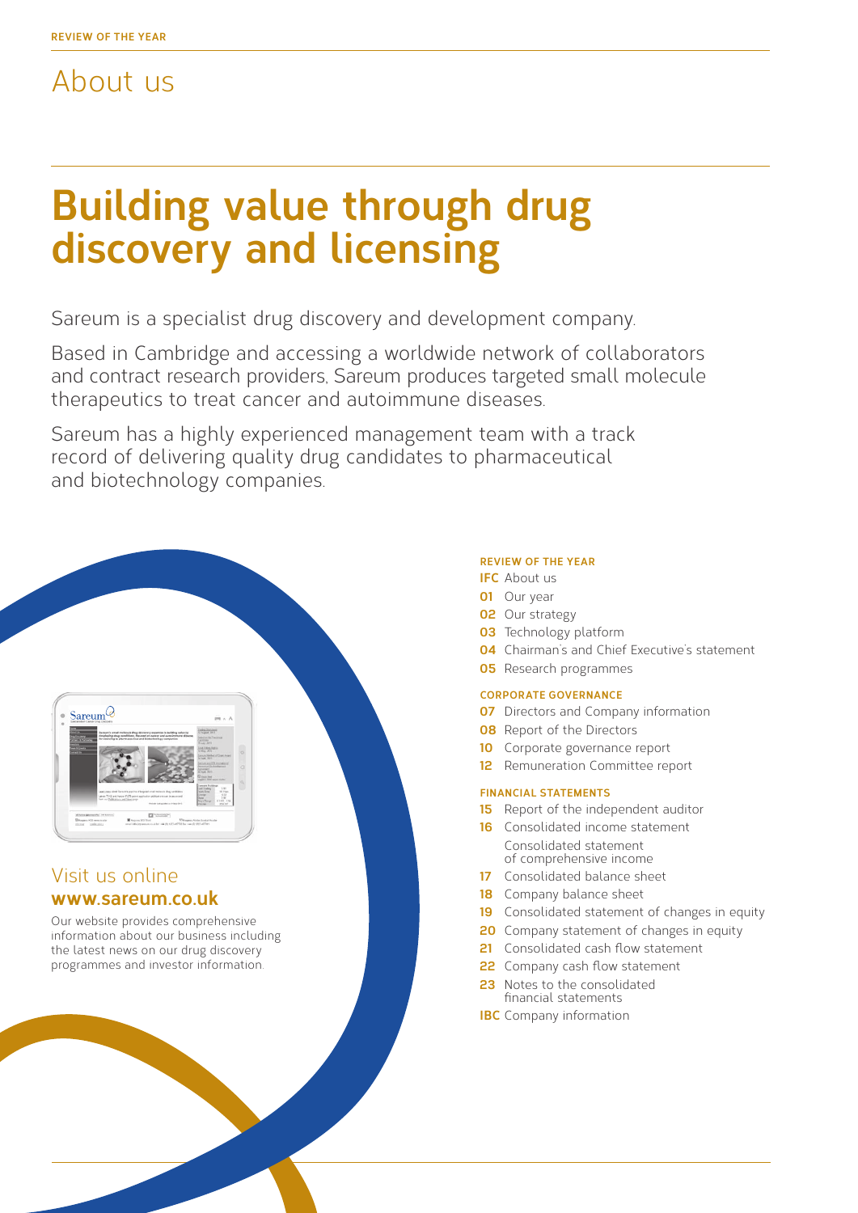# About us

## Building value through drug discovery and licensing

Sareum is a specialist drug discovery and development company.

Based in Cambridge and accessing a worldwide network of collaborators and contract research providers, Sareum produces targeted small molecule therapeutics to treat cancer and autoimmune diseases.

Sareum has a highly experienced management team with a track record of delivering quality drug candidates to pharmaceutical and biotechnology companies.

### Visit us online
**www.sareum.co.uk**

Our website provides comprehensive information about our business including the latest news on our drug discovery programmes and investor information.

**REVIEW OF THE YEAR**

- **IFC** About us
- **01** Our year
- **02** Our strategy
- **03** Technology platform
- **04** Chairman's and Chief Executive's statement
- **05** Research programmes

**CORPORATE GOVERNANCE**

- **07** Directors and Company information
- **08** Report of the Directors
- **10** Corporate governance report
- **12** Remuneration Committee report

**FINANCIAL STATEMENTS**

- **15** Report of the independent auditor
- **16** Consolidated income statement
  Consolidated statement of comprehensive income
- **17** Consolidated balance sheet
- **18** Company balance sheet
- **19** Consolidated statement of changes in equity
- **20** Company statement of changes in equity
- **21** Consolidated cash flow statement
- **22** Company cash flow statement
- **23** Notes to the consolidated financial statements
- **IBC** Company information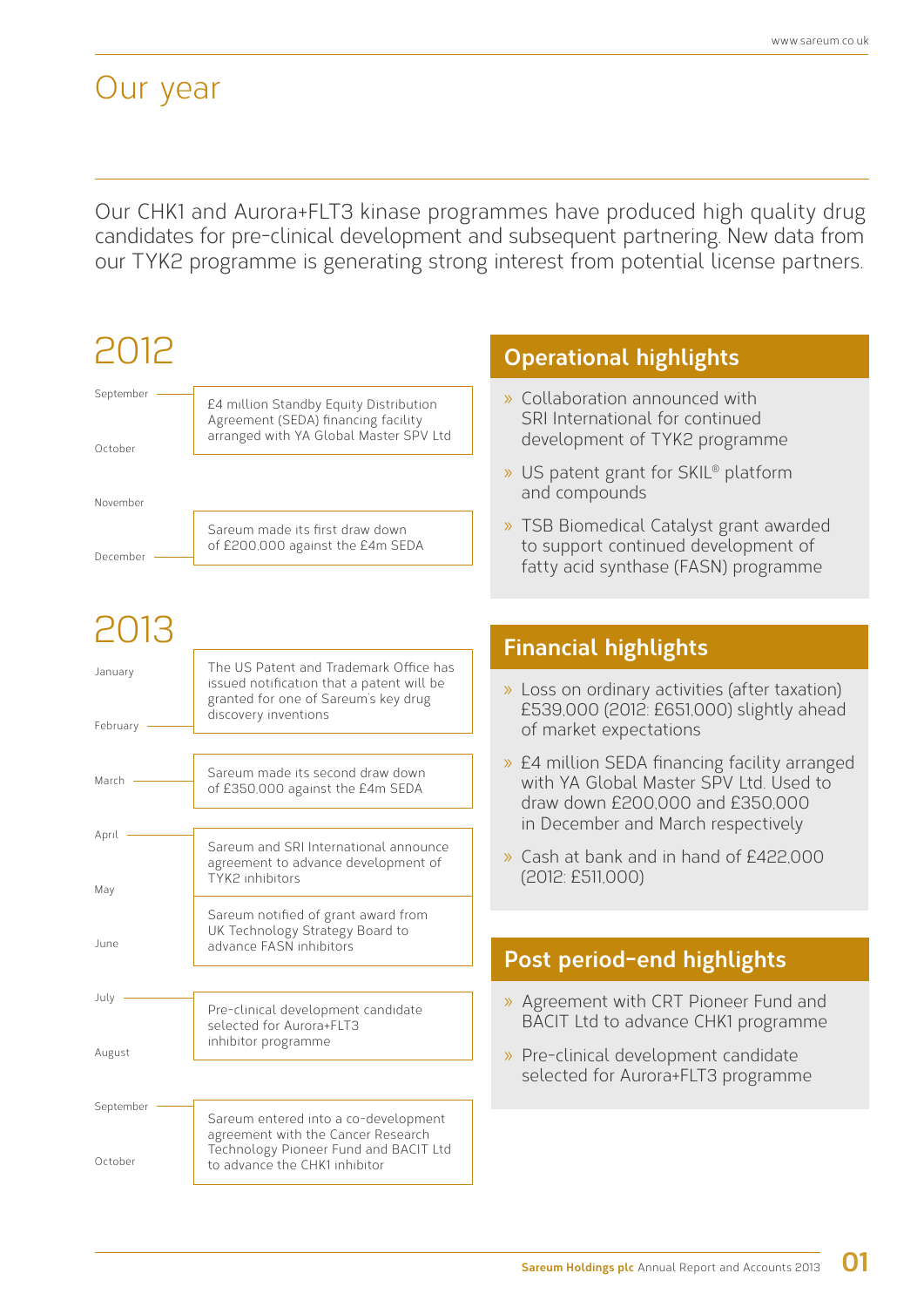# Our year

Our CHK1 and Aurora+FLT3 kinase programmes have produced high quality drug candidates for pre-clinical development and subsequent partnering. New data from our TYK2 programme is generating strong interest from potential license partners.

## 2012

**September** – £4 million Standby Equity Distribution Agreement (SEDA) financing facility arranged with YA Global Master SPV Ltd

**December** – Sareum made its first draw down of £200,000 against the £4m SEDA

## 2013

**February** – The US Patent and Trademark Office has issued notification that a patent will be granted for one of Sareum's key drug discovery inventions

**March** – Sareum made its second draw down of £350,000 against the £4m SEDA

**April** – Sareum and SRI International announce agreement to advance development of TYK2 inhibitors

Sareum notified of grant award from UK Technology Strategy Board to advance FASN inhibitors

**July** – Pre-clinical development candidate selected for Aurora+FLT3 inhibitor programme

**September** – Sareum entered into a co-development agreement with the Cancer Research Technology Pioneer Fund and BACIT Ltd to advance the CHK1 inhibitor

## Operational highlights

- Collaboration announced with SRI International for continued development of TYK2 programme
- US patent grant for SKIL® platform and compounds
- TSB Biomedical Catalyst grant awarded to support continued development of fatty acid synthase (FASN) programme

## Financial highlights

- Loss on ordinary activities (after taxation) £539,000 (2012: £651,000) slightly ahead of market expectations
- £4 million SEDA financing facility arranged with YA Global Master SPV Ltd. Used to draw down £200,000 and £350,000 in December and March respectively
- Cash at bank and in hand of £422,000 (2012: £511,000)

## Post period-end highlights

- Agreement with CRT Pioneer Fund and BACIT Ltd to advance CHK1 programme
- Pre-clinical development candidate selected for Aurora+FLT3 programme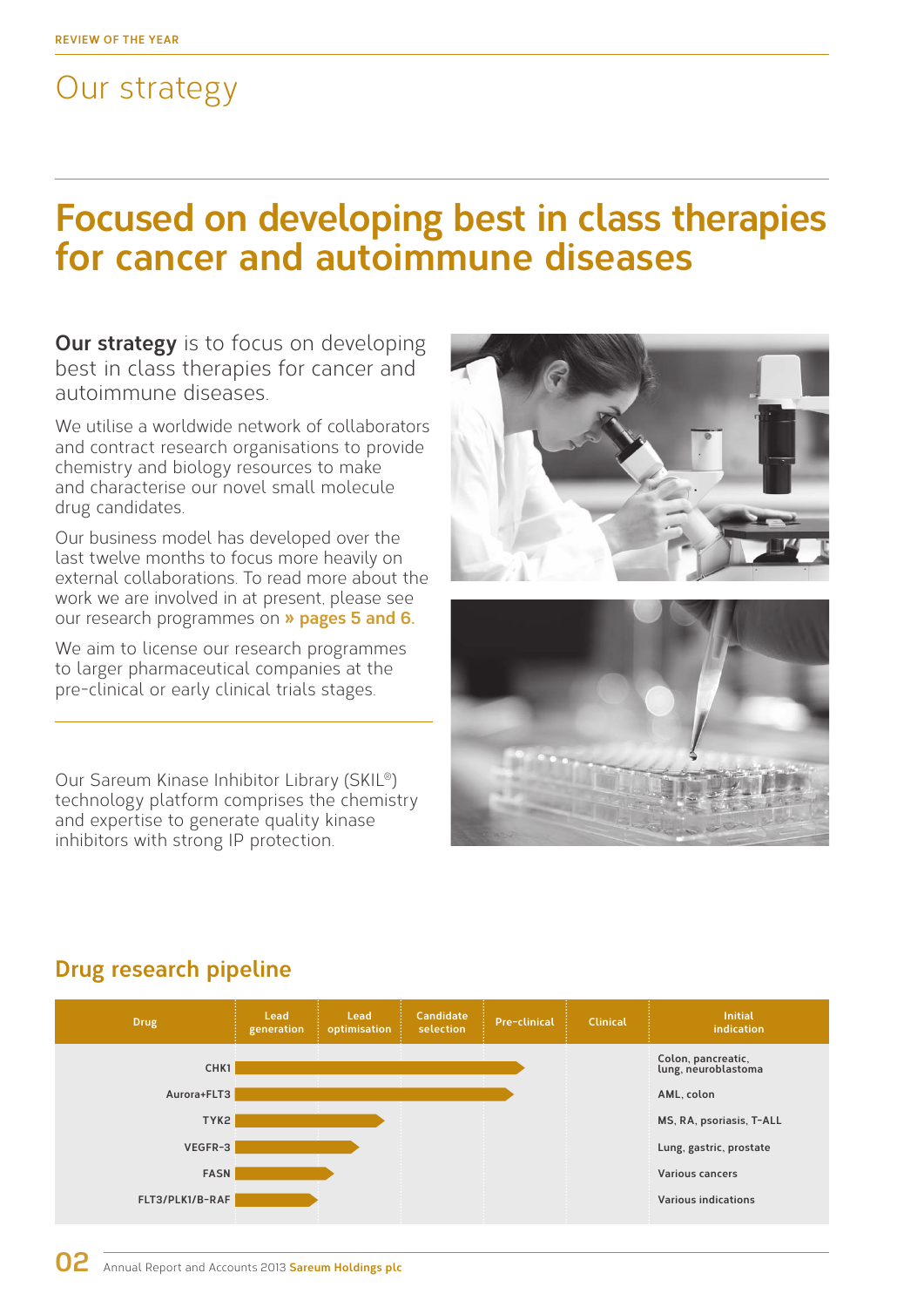# Our strategy

## Focused on developing best in class therapies for cancer and autoimmune diseases

**Our strategy** is to focus on developing best in class therapies for cancer and autoimmune diseases.

We utilise a worldwide network of collaborators and contract research organisations to provide chemistry and biology resources to make and characterise our novel small molecule drug candidates.

Our business model has developed over the last twelve months to focus more heavily on external collaborations. To read more about the work we are involved in at present, please see our research programmes on » pages 5 and 6.

We aim to license our research programmes to larger pharmaceutical companies at the pre-clinical or early clinical trials stages.

Our Sareum Kinase Inhibitor Library (SKIL®) technology platform comprises the chemistry and expertise to generate quality kinase inhibitors with strong IP protection.

### Drug research pipeline

| Drug | Lead generation | Lead optimisation | Candidate selection | Pre-clinical | Clinical | Initial indication |
|---|---|---|---|---|---|---|
| CHK1 | ▬ | ▬ | ▬ | ► | | Colon, pancreatic, lung, neuroblastoma |
| Aurora+FLT3 | ▬ | ▬ | ▬ | ► | | AML, colon |
| TYK2 | ▬ | ▬ | ► | | | MS, RA, psoriasis, T-ALL |
| VEGFR-3 | ▬ | ► | | | | Lung, gastric, prostate |
| FASN | ▬ | ► | | | | Various cancers |
| FLT3/PLK1/B-RAF | ▬ | ► | | | | Various indications |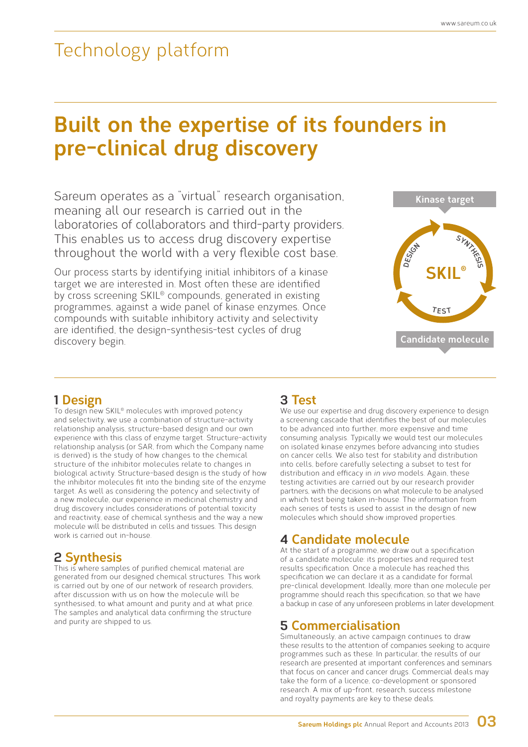# Technology platform

## Built on the expertise of its founders in pre-clinical drug discovery

Sareum operates as a "virtual" research organisation, meaning all our research is carried out in the laboratories of collaborators and third-party providers. This enables us to access drug discovery expertise throughout the world with a very flexible cost base.

Our process starts by identifying initial inhibitors of a kinase target we are interested in. Most often these are identified by cross screening SKIL® compounds, generated in existing programmes, against a wide panel of kinase enzymes. Once compounds with suitable inhibitory activity and selectivity are identified, the design-synthesis-test cycles of drug discovery begin.

Kinase target

DESIGN — SYNTHESIS — TEST

SKIL®

Candidate molecule

### 1 Design

To design new SKIL® molecules with improved potency and selectivity, we use a combination of structure-activity relationship analysis, structure-based design and our own experience with this class of enzyme target. Structure-activity relationship analysis (or SAR, from which the Company name is derived) is the study of how changes to the chemical structure of the inhibitor molecules relate to changes in biological activity. Structure-based design is the study of how the inhibitor molecules fit into the binding site of the enzyme target. As well as considering the potency and selectivity of a new molecule, our experience in medicinal chemistry and drug discovery includes considerations of potential toxicity and reactivity, ease of chemical synthesis and the way a new molecule will be distributed in cells and tissues. This design work is carried out in-house.

### 2 Synthesis

This is where samples of purified chemical material are generated from our designed chemical structures. This work is carried out by one of our network of research providers, after discussion with us on how the molecule will be synthesised, to what amount and purity and at what price. The samples and analytical data confirming the structure and purity are shipped to us.

### 3 Test

We use our expertise and drug discovery experience to design a screening cascade that identifies the best of our molecules to be advanced into further, more expensive and time consuming analysis. Typically we would test our molecules on isolated kinase enzymes before advancing into studies on cancer cells. We also test for stability and distribution into cells, before carefully selecting a subset to test for distribution and efficacy in *in vivo* models. Again, these testing activities are carried out by our research provider partners, with the decisions on what molecule to be analysed in which test being taken in-house. The information from each series of tests is used to assist in the design of new molecules which should show improved properties.

### 4 Candidate molecule

At the start of a programme, we draw out a specification of a candidate molecule: its properties and required test results specification. Once a molecule has reached this specification we can declare it as a candidate for formal pre-clinical development. Ideally, more than one molecule per programme should reach this specification, so that we have a backup in case of any unforeseen problems in later development.

### 5 Commercialisation

Simultaneously, an active campaign continues to draw these results to the attention of companies seeking to acquire programmes such as these. In particular, the results of our research are presented at important conferences and seminars that focus on cancer and cancer drugs. Commercial deals may take the form of a licence, co-development or sponsored research. A mix of up-front, research, success milestone and royalty payments are key to these deals.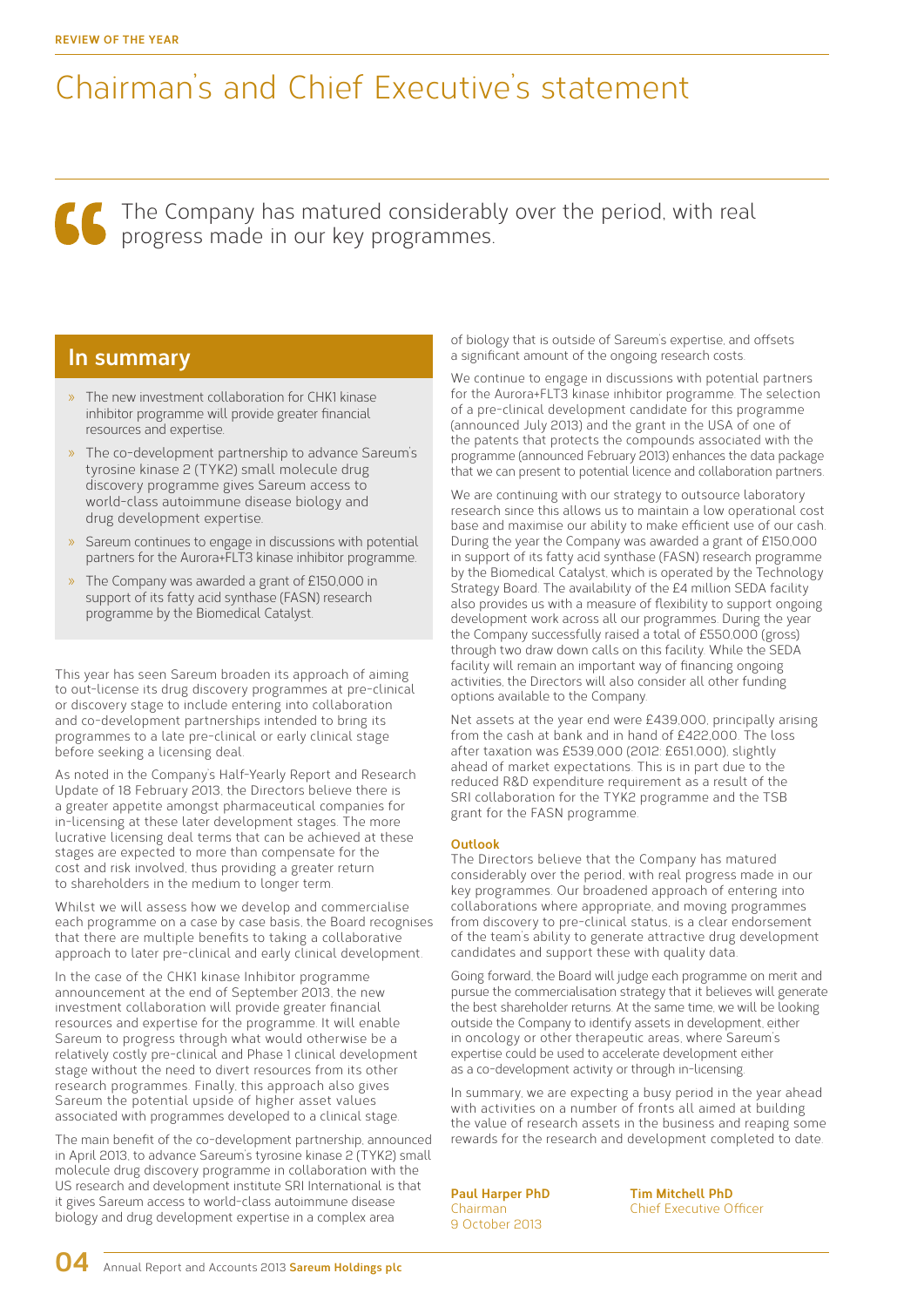# Chairman's and Chief Executive's statement

> The Company has matured considerably over the period, with real progress made in our key programmes.

## In summary

- The new investment collaboration for CHK1 kinase inhibitor programme will provide greater financial resources and expertise.
- The co-development partnership to advance Sareum's tyrosine kinase 2 (TYK2) small molecule drug discovery programme gives Sareum access to world-class autoimmune disease biology and drug development expertise.
- Sareum continues to engage in discussions with potential partners for the Aurora+FLT3 kinase inhibitor programme.
- The Company was awarded a grant of £150,000 in support of its fatty acid synthase (FASN) research programme by the Biomedical Catalyst.

This year has seen Sareum broaden its approach of aiming to out-license its drug discovery programmes at pre-clinical or discovery stage to include entering into collaboration and co-development partnerships intended to bring its programmes to a late pre-clinical or early clinical stage before seeking a licensing deal.

As noted in the Company's Half-Yearly Report and Research Update of 18 February 2013, the Directors believe there is a greater appetite amongst pharmaceutical companies for in-licensing at these later development stages. The more lucrative licensing deal terms that can be achieved at these stages are expected to more than compensate for the cost and risk involved, thus providing a greater return to shareholders in the medium to longer term.

Whilst we will assess how we develop and commercialise each programme on a case by case basis, the Board recognises that there are multiple benefits to taking a collaborative approach to later pre-clinical and early clinical development.

In the case of the CHK1 kinase Inhibitor programme announcement at the end of September 2013, the new investment collaboration will provide greater financial resources and expertise for the programme. It will enable Sareum to progress through what would otherwise be a relatively costly pre-clinical and Phase 1 clinical development stage without the need to divert resources from its other research programmes. Finally, this approach also gives Sareum the potential upside of higher asset values associated with programmes developed to a clinical stage.

The main benefit of the co-development partnership, announced in April 2013, to advance Sareum's tyrosine kinase 2 (TYK2) small molecule drug discovery programme in collaboration with the US research and development institute SRI International is that it gives Sareum access to world-class autoimmune disease biology and drug development expertise in a complex area of biology that is outside of Sareum's expertise, and offsets a significant amount of the ongoing research costs.

We continue to engage in discussions with potential partners for the Aurora+FLT3 kinase inhibitor programme. The selection of a pre-clinical development candidate for this programme (announced July 2013) and the grant in the USA of one of the patents that protects the compounds associated with the programme (announced February 2013) enhances the data package that we can present to potential licence and collaboration partners.

We are continuing with our strategy to outsource laboratory research since this allows us to maintain a low operational cost base and maximise our ability to make efficient use of our cash. During the year the Company was awarded a grant of £150,000 in support of its fatty acid synthase (FASN) research programme by the Biomedical Catalyst, which is operated by the Technology Strategy Board. The availability of the £4 million SEDA facility also provides us with a measure of flexibility to support ongoing development work across all our programmes. During the year the Company successfully raised a total of £550,000 (gross) through two draw down calls on this facility. While the SEDA facility will remain an important way of financing ongoing activities, the Directors will also consider all other funding options available to the Company.

Net assets at the year end were £439,000, principally arising from the cash at bank and in hand of £422,000. The loss after taxation was £539,000 (2012: £651,000), slightly ahead of market expectations. This is in part due to the reduced R&D expenditure requirement as a result of the SRI collaboration for the TYK2 programme and the TSB grant for the FASN programme.

### Outlook

The Directors believe that the Company has matured considerably over the period, with real progress made in our key programmes. Our broadened approach of entering into collaborations where appropriate, and moving programmes from discovery to pre-clinical status, is a clear endorsement of the team's ability to generate attractive drug development candidates and support these with quality data.

Going forward, the Board will judge each programme on merit and pursue the commercialisation strategy that it believes will generate the best shareholder returns. At the same time, we will be looking outside the Company to identify assets in development, either in oncology or other therapeutic areas, where Sareum's expertise could be used to accelerate development either as a co-development activity or through in-licensing.

In summary, we are expecting a busy period in the year ahead with activities on a number of fronts all aimed at building the value of research assets in the business and reaping some rewards for the research and development completed to date.

**Paul Harper PhD**
Chairman
9 October 2013

**Tim Mitchell PhD**
Chief Executive Officer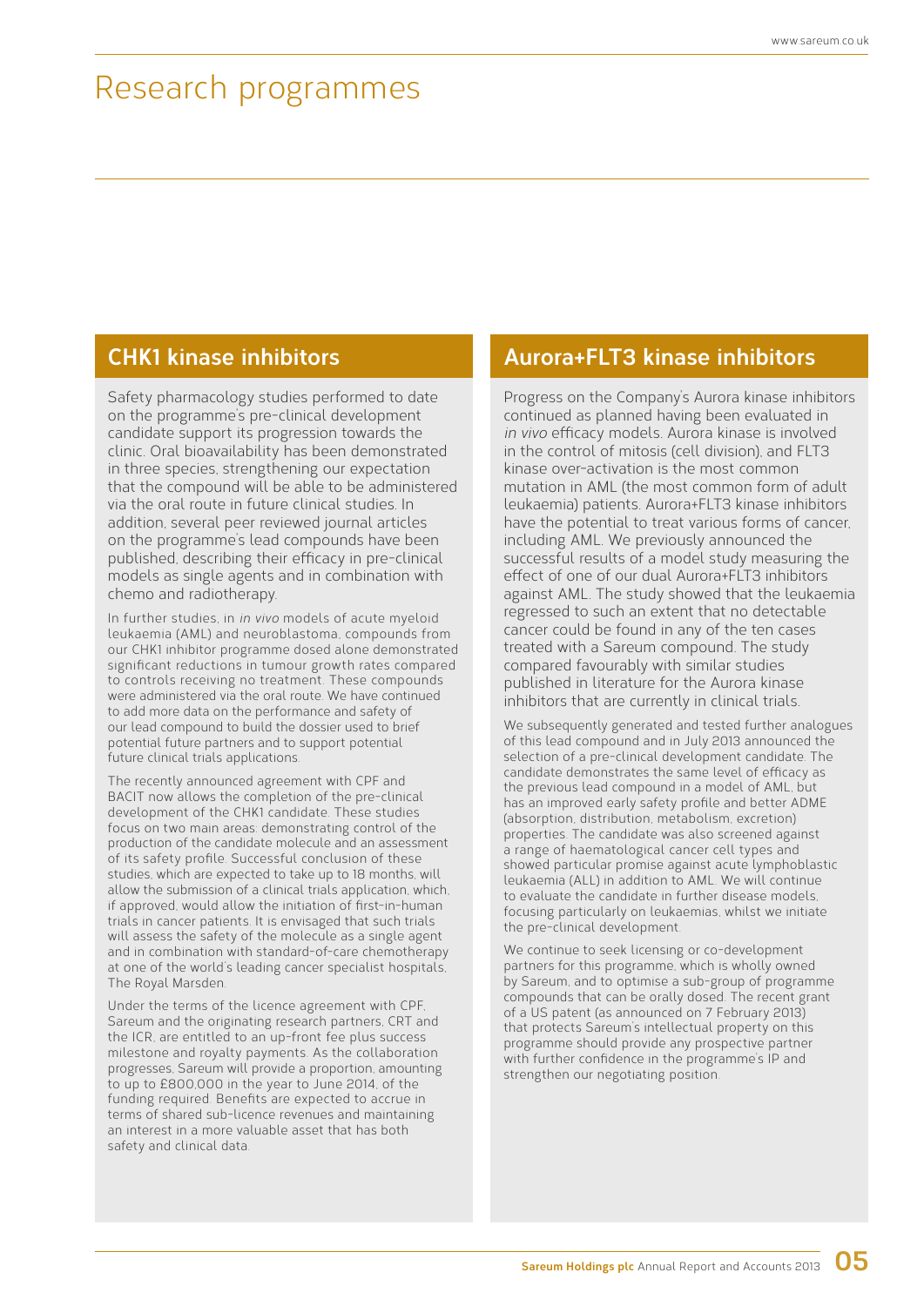# Research programmes

## CHK1 kinase inhibitors

Safety pharmacology studies performed to date on the programme's pre-clinical development candidate support its progression towards the clinic. Oral bioavailability has been demonstrated in three species, strengthening our expectation that the compound will be able to be administered via the oral route in future clinical studies. In addition, several peer reviewed journal articles on the programme's lead compounds have been published, describing their efficacy in pre-clinical models as single agents and in combination with chemo and radiotherapy.

In further studies, in *in vivo* models of acute myeloid leukaemia (AML) and neuroblastoma, compounds from our CHK1 inhibitor programme dosed alone demonstrated significant reductions in tumour growth rates compared to controls receiving no treatment. These compounds were administered via the oral route. We have continued to add more data on the performance and safety of our lead compound to build the dossier used to brief potential future partners and to support potential future clinical trials applications.

The recently announced agreement with CPF and BACIT now allows the completion of the pre-clinical development of the CHK1 candidate. These studies focus on two main areas: demonstrating control of the production of the candidate molecule and an assessment of its safety profile. Successful conclusion of these studies, which are expected to take up to 18 months, will allow the submission of a clinical trials application, which, if approved, would allow the initiation of first-in-human trials in cancer patients. It is envisaged that such trials will assess the safety of the molecule as a single agent and in combination with standard-of-care chemotherapy at one of the world's leading cancer specialist hospitals, The Royal Marsden.

Under the terms of the licence agreement with CPF, Sareum and the originating research partners, CRT and the ICR, are entitled to an up-front fee plus success milestone and royalty payments. As the collaboration progresses, Sareum will provide a proportion, amounting to up to £800,000 in the year to June 2014, of the funding required. Benefits are expected to accrue in terms of shared sub-licence revenues and maintaining an interest in a more valuable asset that has both safety and clinical data.

## Aurora+FLT3 kinase inhibitors

Progress on the Company's Aurora kinase inhibitors continued as planned having been evaluated in *in vivo* efficacy models. Aurora kinase is involved in the control of mitosis (cell division), and FLT3 kinase over-activation is the most common mutation in AML (the most common form of adult leukaemia) patients. Aurora+FLT3 kinase inhibitors have the potential to treat various forms of cancer, including AML. We previously announced the successful results of a model study measuring the effect of one of our dual Aurora+FLT3 inhibitors against AML. The study showed that the leukaemia regressed to such an extent that no detectable cancer could be found in any of the ten cases treated with a Sareum compound. The study compared favourably with similar studies published in literature for the Aurora kinase inhibitors that are currently in clinical trials.

We subsequently generated and tested further analogues of this lead compound and in July 2013 announced the selection of a pre-clinical development candidate. The candidate demonstrates the same level of efficacy as the previous lead compound in a model of AML, but has an improved early safety profile and better ADME (absorption, distribution, metabolism, excretion) properties. The candidate was also screened against a range of haematological cancer cell types and showed particular promise against acute lymphoblastic leukaemia (ALL) in addition to AML. We will continue to evaluate the candidate in further disease models, focusing particularly on leukaemias, whilst we initiate the pre-clinical development.

We continue to seek licensing or co-development partners for this programme, which is wholly owned by Sareum, and to optimise a sub-group of programme compounds that can be orally dosed. The recent grant of a US patent (as announced on 7 February 2013) that protects Sareum's intellectual property on this programme should provide any prospective partner with further confidence in the programme's IP and strengthen our negotiating position.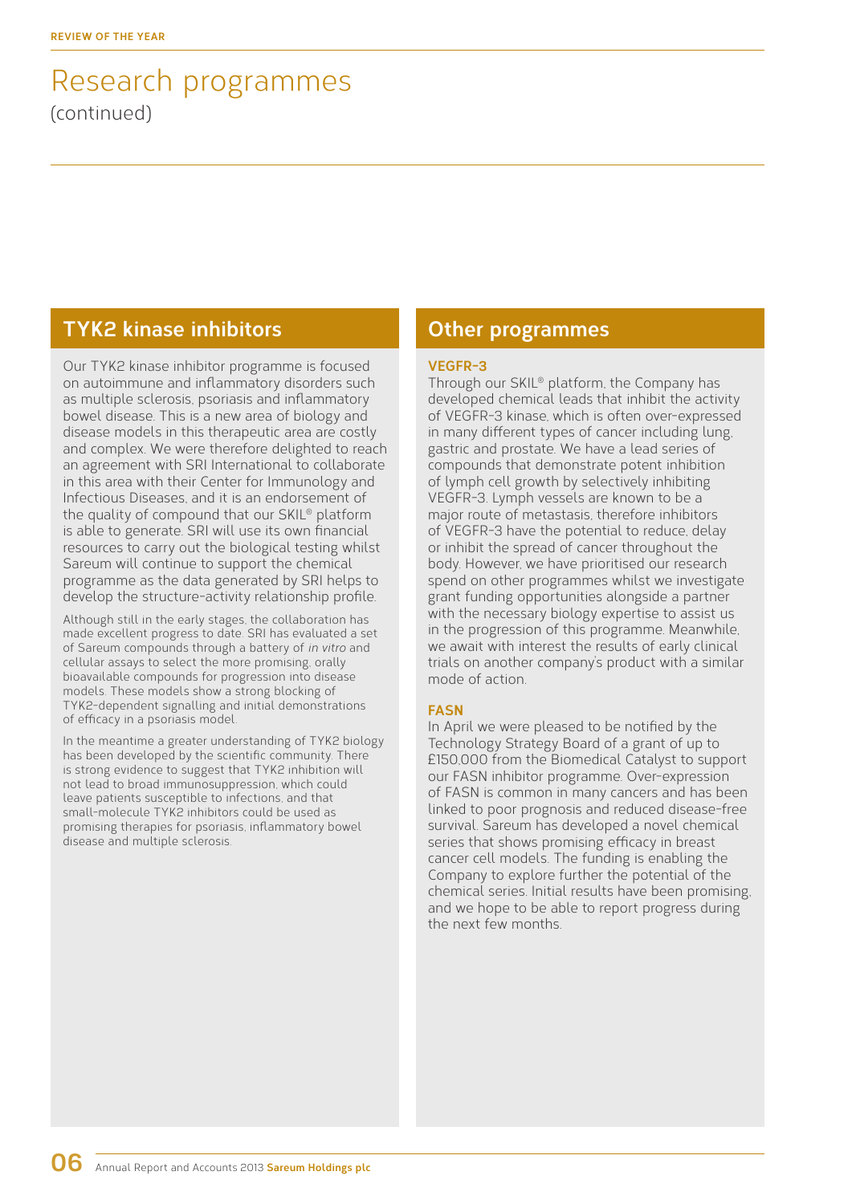# Research programmes

(continued)

## TYK2 kinase inhibitors

Our TYK2 kinase inhibitor programme is focused on autoimmune and inflammatory disorders such as multiple sclerosis, psoriasis and inflammatory bowel disease. This is a new area of biology and disease models in this therapeutic area are costly and complex. We were therefore delighted to reach an agreement with SRI International to collaborate in this area with their Center for Immunology and Infectious Diseases, and it is an endorsement of the quality of compound that our SKIL® platform is able to generate. SRI will use its own financial resources to carry out the biological testing whilst Sareum will continue to support the chemical programme as the data generated by SRI helps to develop the structure-activity relationship profile.

Although still in the early stages, the collaboration has made excellent progress to date. SRI has evaluated a set of Sareum compounds through a battery of *in vitro* and cellular assays to select the more promising, orally bioavailable compounds for progression into disease models. These models show a strong blocking of TYK2-dependent signalling and initial demonstrations of efficacy in a psoriasis model.

In the meantime a greater understanding of TYK2 biology has been developed by the scientific community. There is strong evidence to suggest that TYK2 inhibition will not lead to broad immunosuppression, which could leave patients susceptible to infections, and that small-molecule TYK2 inhibitors could be used as promising therapies for psoriasis, inflammatory bowel disease and multiple sclerosis.

## Other programmes

### VEGFR-3

Through our SKIL® platform, the Company has developed chemical leads that inhibit the activity of VEGFR-3 kinase, which is often over-expressed in many different types of cancer including lung, gastric and prostate. We have a lead series of compounds that demonstrate potent inhibition of lymph cell growth by selectively inhibiting VEGFR-3. Lymph vessels are known to be a major route of metastasis, therefore inhibitors of VEGFR-3 have the potential to reduce, delay or inhibit the spread of cancer throughout the body. However, we have prioritised our research spend on other programmes whilst we investigate grant funding opportunities alongside a partner with the necessary biology expertise to assist us in the progression of this programme. Meanwhile, we await with interest the results of early clinical trials on another company's product with a similar mode of action.

### FASN

In April we were pleased to be notified by the Technology Strategy Board of a grant of up to £150,000 from the Biomedical Catalyst to support our FASN inhibitor programme. Over-expression of FASN is common in many cancers and has been linked to poor prognosis and reduced disease-free survival. Sareum has developed a novel chemical series that shows promising efficacy in breast cancer cell models. The funding is enabling the Company to explore further the potential of the chemical series. Initial results have been promising, and we hope to be able to report progress during the next few months.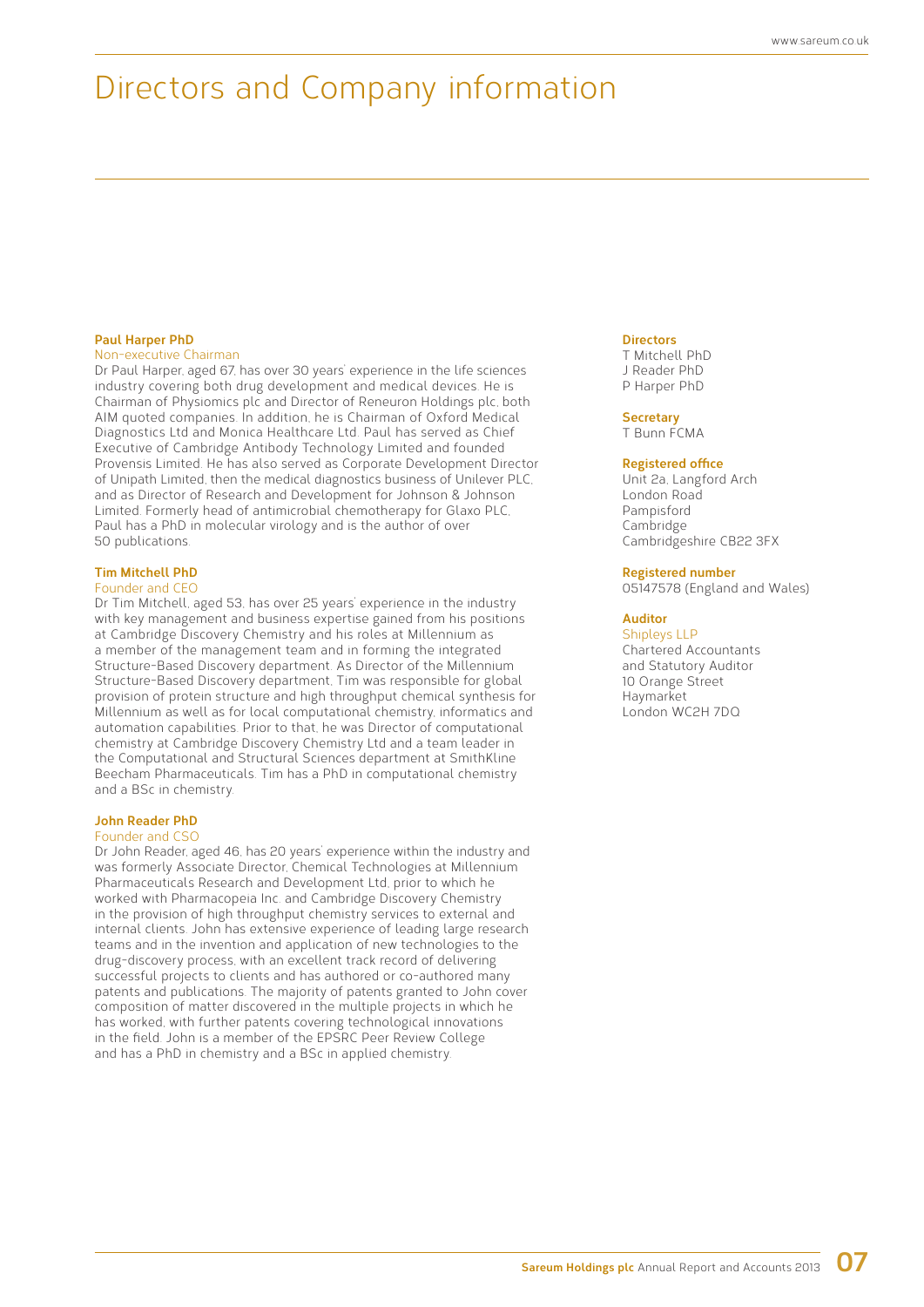# Directors and Company information

**Paul Harper PhD**
Non-executive Chairman

Dr Paul Harper, aged 67, has over 30 years' experience in the life sciences industry covering both drug development and medical devices. He is Chairman of Physiomics plc and Director of Reneuron Holdings plc, both AIM quoted companies. In addition, he is Chairman of Oxford Medical Diagnostics Ltd and Monica Healthcare Ltd. Paul has served as Chief Executive of Cambridge Antibody Technology Limited and founded Provensis Limited. He has also served as Corporate Development Director of Unipath Limited, then the medical diagnostics business of Unilever PLC, and as Director of Research and Development for Johnson & Johnson Limited. Formerly head of antimicrobial chemotherapy for Glaxo PLC, Paul has a PhD in molecular virology and is the author of over 50 publications.

**Tim Mitchell PhD**
Founder and CEO

Dr Tim Mitchell, aged 53, has over 25 years' experience in the industry with key management and business expertise gained from his positions at Cambridge Discovery Chemistry and his roles at Millennium as a member of the management team and in forming the integrated Structure-Based Discovery department. As Director of the Millennium Structure-Based Discovery department, Tim was responsible for global provision of protein structure and high throughput chemical synthesis for Millennium as well as for local computational chemistry, informatics and automation capabilities. Prior to that, he was Director of computational chemistry at Cambridge Discovery Chemistry Ltd and a team leader in the Computational and Structural Sciences department at SmithKline Beecham Pharmaceuticals. Tim has a PhD in computational chemistry and a BSc in chemistry.

**John Reader PhD**
Founder and CSO

Dr John Reader, aged 46, has 20 years' experience within the industry and was formerly Associate Director, Chemical Technologies at Millennium Pharmaceuticals Research and Development Ltd, prior to which he worked with Pharmacopeia Inc. and Cambridge Discovery Chemistry in the provision of high throughput chemistry services to external and internal clients. John has extensive experience of leading large research teams and in the invention and application of new technologies to the drug-discovery process, with an excellent track record of delivering successful projects to clients and has authored or co-authored many patents and publications. The majority of patents granted to John cover composition of matter discovered in the multiple projects in which he has worked, with further patents covering technological innovations in the field. John is a member of the EPSRC Peer Review College and has a PhD in chemistry and a BSc in applied chemistry.

**Directors**
T Mitchell PhD
J Reader PhD
P Harper PhD

**Secretary**
T Bunn FCMA

**Registered office**
Unit 2a, Langford Arch
London Road
Pampisford
Cambridge
Cambridgeshire CB22 3FX

**Registered number**
05147578 (England and Wales)

**Auditor**
Shipleys LLP
Chartered Accountants
and Statutory Auditor
10 Orange Street
Haymarket
London WC2H 7DQ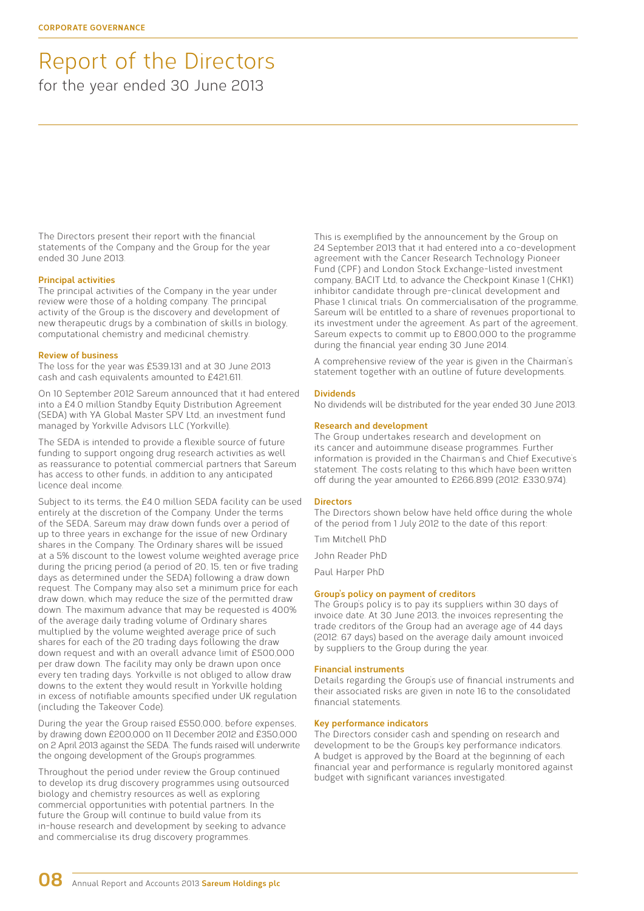# Report of the Directors

for the year ended 30 June 2013

The Directors present their report with the financial statements of the Company and the Group for the year ended 30 June 2013.

### Principal activities

The principal activities of the Company in the year under review were those of a holding company. The principal activity of the Group is the discovery and development of new therapeutic drugs by a combination of skills in biology, computational chemistry and medicinal chemistry.

### Review of business

The loss for the year was £539,131 and at 30 June 2013 cash and cash equivalents amounted to £421,611.

On 10 September 2012 Sareum announced that it had entered into a £4.0 million Standby Equity Distribution Agreement (SEDA) with YA Global Master SPV Ltd, an investment fund managed by Yorkville Advisors LLC (Yorkville).

The SEDA is intended to provide a flexible source of future funding to support ongoing drug research activities as well as reassurance to potential commercial partners that Sareum has access to other funds, in addition to any anticipated licence deal income.

Subject to its terms, the £4.0 million SEDA facility can be used entirely at the discretion of the Company. Under the terms of the SEDA, Sareum may draw down funds over a period of up to three years in exchange for the issue of new Ordinary shares in the Company. The Ordinary shares will be issued at a 5% discount to the lowest volume weighted average price during the pricing period (a period of 20, 15, ten or five trading days as determined under the SEDA) following a draw down request. The Company may also set a minimum price for each draw down, which may reduce the size of the permitted draw down. The maximum advance that may be requested is 400% of the average daily trading volume of Ordinary shares multiplied by the volume weighted average price of such shares for each of the 20 trading days following the draw down request and with an overall advance limit of £500,000 per draw down. The facility may only be drawn upon once every ten trading days. Yorkville is not obliged to allow draw downs to the extent they would result in Yorkville holding in excess of notifiable amounts specified under UK regulation (including the Takeover Code).

During the year the Group raised £550,000, before expenses, by drawing down £200,000 on 11 December 2012 and £350,000 on 2 April 2013 against the SEDA. The funds raised will underwrite the ongoing development of the Group's programmes.

Throughout the period under review the Group continued to develop its drug discovery programmes using outsourced biology and chemistry resources as well as exploring commercial opportunities with potential partners. In the future the Group will continue to build value from its in-house research and development by seeking to advance and commercialise its drug discovery programmes.

This is exemplified by the announcement by the Group on 24 September 2013 that it had entered into a co-development agreement with the Cancer Research Technology Pioneer Fund (CPF) and London Stock Exchange-listed investment company, BACIT Ltd, to advance the Checkpoint Kinase 1 (CHK1) inhibitor candidate through pre-clinical development and Phase 1 clinical trials. On commercialisation of the programme, Sareum will be entitled to a share of revenues proportional to its investment under the agreement. As part of the agreement, Sareum expects to commit up to £800,000 to the programme during the financial year ending 30 June 2014.

A comprehensive review of the year is given in the Chairman's statement together with an outline of future developments.

### Dividends

No dividends will be distributed for the year ended 30 June 2013.

### Research and development

The Group undertakes research and development on its cancer and autoimmune disease programmes. Further information is provided in the Chairman's and Chief Executive's statement. The costs relating to this which have been written off during the year amounted to £266,899 (2012: £330,974).

### Directors

The Directors shown below have held office during the whole of the period from 1 July 2012 to the date of this report:

Tim Mitchell PhD

John Reader PhD

Paul Harper PhD

### Group's policy on payment of creditors

The Group's policy is to pay its suppliers within 30 days of invoice date. At 30 June 2013, the invoices representing the trade creditors of the Group had an average age of 44 days (2012: 67 days) based on the average daily amount invoiced by suppliers to the Group during the year.

### Financial instruments

Details regarding the Group's use of financial instruments and their associated risks are given in note 16 to the consolidated financial statements.

### Key performance indicators

The Directors consider cash and spending on research and development to be the Group's key performance indicators. A budget is approved by the Board at the beginning of each financial year and performance is regularly monitored against budget with significant variances investigated.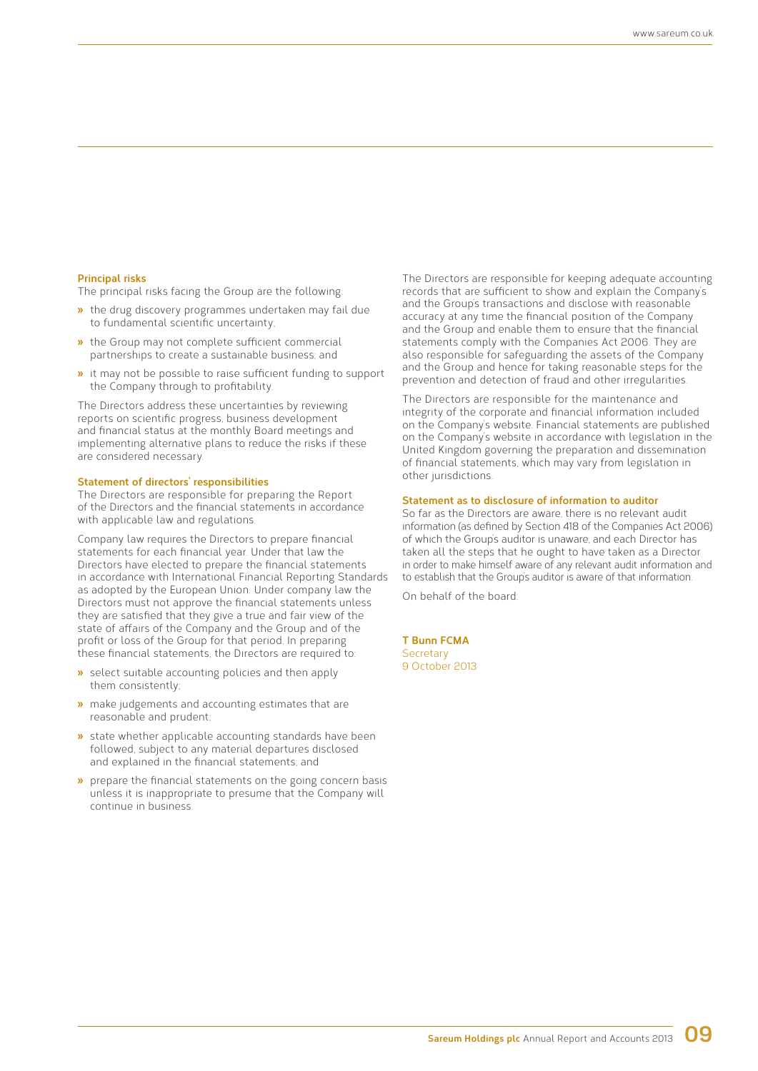### Principal risks

The principal risks facing the Group are the following:

- the drug discovery programmes undertaken may fail due to fundamental scientific uncertainty;
- the Group may not complete sufficient commercial partnerships to create a sustainable business; and
- it may not be possible to raise sufficient funding to support the Company through to profitability.

The Directors address these uncertainties by reviewing reports on scientific progress, business development and financial status at the monthly Board meetings and implementing alternative plans to reduce the risks if these are considered necessary.

### Statement of directors' responsibilities

The Directors are responsible for preparing the Report of the Directors and the financial statements in accordance with applicable law and regulations.

Company law requires the Directors to prepare financial statements for each financial year. Under that law the Directors have elected to prepare the financial statements in accordance with International Financial Reporting Standards as adopted by the European Union. Under company law the Directors must not approve the financial statements unless they are satisfied that they give a true and fair view of the state of affairs of the Company and the Group and of the profit or loss of the Group for that period. In preparing these financial statements, the Directors are required to:

- select suitable accounting policies and then apply them consistently;
- make judgements and accounting estimates that are reasonable and prudent;
- state whether applicable accounting standards have been followed, subject to any material departures disclosed and explained in the financial statements; and
- prepare the financial statements on the going concern basis unless it is inappropriate to presume that the Company will continue in business.

The Directors are responsible for keeping adequate accounting records that are sufficient to show and explain the Company's and the Group's transactions and disclose with reasonable accuracy at any time the financial position of the Company and the Group and enable them to ensure that the financial statements comply with the Companies Act 2006. They are also responsible for safeguarding the assets of the Company and the Group and hence for taking reasonable steps for the prevention and detection of fraud and other irregularities.

The Directors are responsible for the maintenance and integrity of the corporate and financial information included on the Company's website. Financial statements are published on the Company's website in accordance with legislation in the United Kingdom governing the preparation and dissemination of financial statements, which may vary from legislation in other jurisdictions.

### Statement as to disclosure of information to auditor

So far as the Directors are aware, there is no relevant audit information (as defined by Section 418 of the Companies Act 2006) of which the Group's auditor is unaware, and each Director has taken all the steps that he ought to have taken as a Director in order to make himself aware of any relevant audit information and to establish that the Group's auditor is aware of that information.

On behalf of the board

**T Bunn FCMA**
Secretary
9 October 2013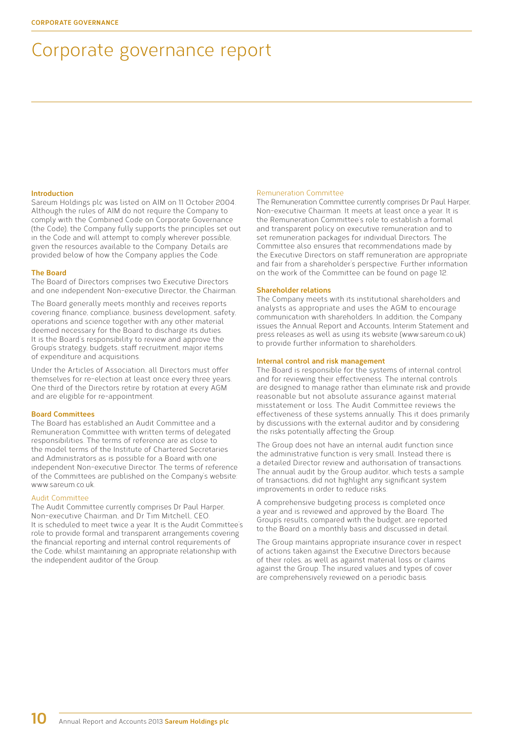# Corporate governance report

### Introduction

Sareum Holdings plc was listed on AIM on 11 October 2004. Although the rules of AIM do not require the Company to comply with the Combined Code on Corporate Governance (the Code), the Company fully supports the principles set out in the Code and will attempt to comply wherever possible, given the resources available to the Company. Details are provided below of how the Company applies the Code.

### The Board

The Board of Directors comprises two Executive Directors and one independent Non-executive Director, the Chairman.

The Board generally meets monthly and receives reports covering finance, compliance, business development, safety, operations and science together with any other material deemed necessary for the Board to discharge its duties. It is the Board's responsibility to review and approve the Group's strategy, budgets, staff recruitment, major items of expenditure and acquisitions.

Under the Articles of Association, all Directors must offer themselves for re-election at least once every three years. One third of the Directors retire by rotation at every AGM and are eligible for re-appointment.

### Board Committees

The Board has established an Audit Committee and a Remuneration Committee with written terms of delegated responsibilities. The terms of reference are as close to the model terms of the Institute of Chartered Secretaries and Administrators as is possible for a Board with one independent Non-executive Director. The terms of reference of the Committees are published on the Company's website: www.sareum.co.uk.

#### Audit Committee

The Audit Committee currently comprises Dr Paul Harper, Non-executive Chairman, and Dr Tim Mitchell, CEO. It is scheduled to meet twice a year. It is the Audit Committee's role to provide formal and transparent arrangements covering the financial reporting and internal control requirements of the Code, whilst maintaining an appropriate relationship with the independent auditor of the Group.

#### Remuneration Committee

The Remuneration Committee currently comprises Dr Paul Harper, Non-executive Chairman. It meets at least once a year. It is the Remuneration Committee's role to establish a formal and transparent policy on executive remuneration and to set remuneration packages for individual Directors. The Committee also ensures that recommendations made by the Executive Directors on staff remuneration are appropriate and fair from a shareholder's perspective. Further information on the work of the Committee can be found on page 12.

### Shareholder relations

The Company meets with its institutional shareholders and analysts as appropriate and uses the AGM to encourage communication with shareholders. In addition, the Company issues the Annual Report and Accounts, Interim Statement and press releases as well as using its website (www.sareum.co.uk) to provide further information to shareholders.

### Internal control and risk management

The Board is responsible for the systems of internal control and for reviewing their effectiveness. The internal controls are designed to manage rather than eliminate risk and provide reasonable but not absolute assurance against material misstatement or loss. The Audit Committee reviews the effectiveness of these systems annually. This it does primarily by discussions with the external auditor and by considering the risks potentially affecting the Group.

The Group does not have an internal audit function since the administrative function is very small. Instead there is a detailed Director review and authorisation of transactions. The annual audit by the Group auditor, which tests a sample of transactions, did not highlight any significant system improvements in order to reduce risks.

A comprehensive budgeting process is completed once a year and is reviewed and approved by the Board. The Group's results, compared with the budget, are reported to the Board on a monthly basis and discussed in detail.

The Group maintains appropriate insurance cover in respect of actions taken against the Executive Directors because of their roles, as well as against material loss or claims against the Group. The insured values and types of cover are comprehensively reviewed on a periodic basis.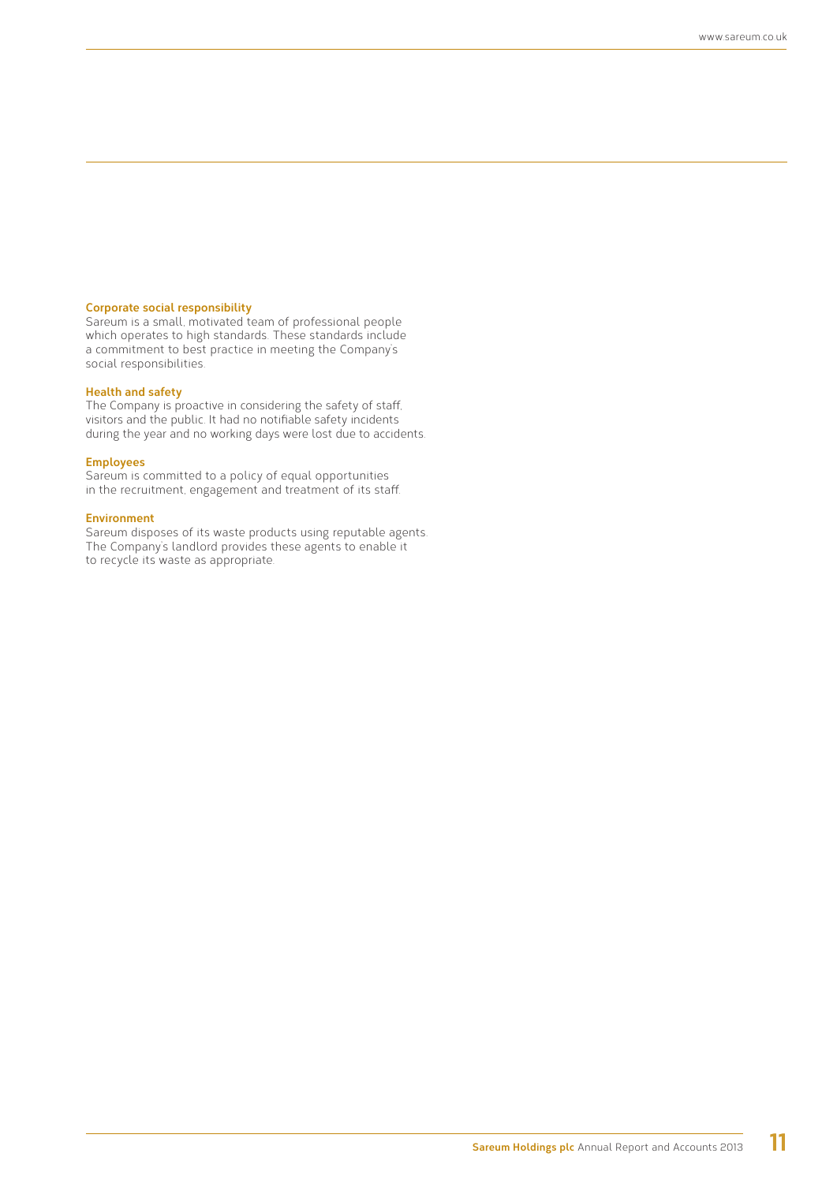### Corporate social responsibility

Sareum is a small, motivated team of professional people which operates to high standards. These standards include a commitment to best practice in meeting the Company's social responsibilities.

### Health and safety

The Company is proactive in considering the safety of staff, visitors and the public. It had no notifiable safety incidents during the year and no working days were lost due to accidents.

### Employees

Sareum is committed to a policy of equal opportunities in the recruitment, engagement and treatment of its staff.

### Environment

Sareum disposes of its waste products using reputable agents. The Company's landlord provides these agents to enable it to recycle its waste as appropriate.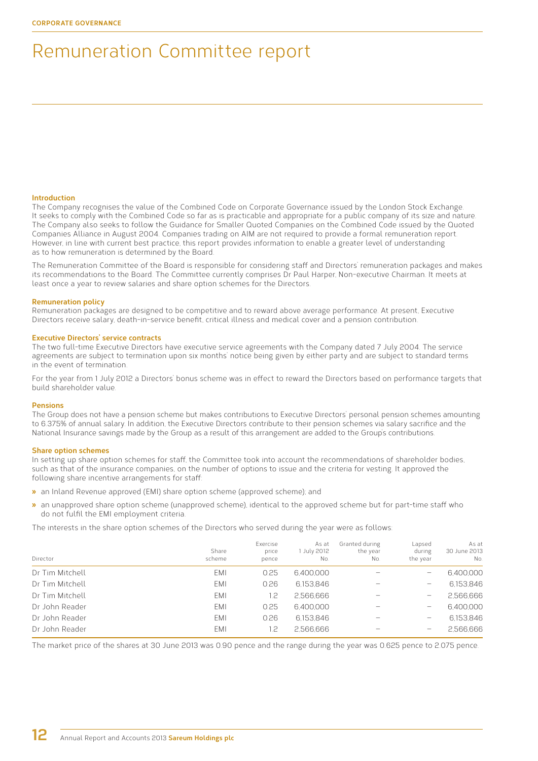CORPORATE GOVERNANCE

# Remuneration Committee report

## Introduction

The Company recognises the value of the Combined Code on Corporate Governance issued by the London Stock Exchange. It seeks to comply with the Combined Code so far as is practicable and appropriate for a public company of its size and nature. The Company also seeks to follow the Guidance for Smaller Quoted Companies on the Combined Code issued by the Quoted Companies Alliance in August 2004. Companies trading on AIM are not required to provide a formal remuneration report. However, in line with current best practice, this report provides information to enable a greater level of understanding as to how remuneration is determined by the Board.

The Remuneration Committee of the Board is responsible for considering staff and Directors' remuneration packages and makes its recommendations to the Board. The Committee currently comprises Dr Paul Harper, Non-executive Chairman. It meets at least once a year to review salaries and share option schemes for the Directors.

## Remuneration policy

Remuneration packages are designed to be competitive and to reward above average performance. At present, Executive Directors receive salary, death-in-service benefit, critical illness and medical cover and a pension contribution.

## Executive Directors' service contracts

The two full-time Executive Directors have executive service agreements with the Company dated 7 July 2004. The service agreements are subject to termination upon six months' notice being given by either party and are subject to standard terms in the event of termination.

For the year from 1 July 2012 a Directors' bonus scheme was in effect to reward the Directors based on performance targets that build shareholder value.

## Pensions

The Group does not have a pension scheme but makes contributions to Executive Directors' personal pension schemes amounting to 6.375% of annual salary. In addition, the Executive Directors contribute to their pension schemes via salary sacrifice and the National Insurance savings made by the Group as a result of this arrangement are added to the Group's contributions.

## Share option schemes

In setting up share option schemes for staff, the Committee took into account the recommendations of shareholder bodies, such as that of the insurance companies, on the number of options to issue and the criteria for vesting. It approved the following share incentive arrangements for staff:

- an Inland Revenue approved (EMI) share option scheme (approved scheme); and
- an unapproved share option scheme (unapproved scheme), identical to the approved scheme but for part-time staff who do not fulfil the EMI employment criteria.

The interests in the share option schemes of the Directors who served during the year were as follows:

| Director | Share scheme | Exercise price pence | As at 1 July 2012 No. | Granted during the year No. | Lapsed during the year | As at 30 June 2013 No. |
|---|---|---|---|---|---|---|
| Dr Tim Mitchell | EMI | 0.25 | 6,400,000 | – | – | 6,400,000 |
| Dr Tim Mitchell | EMI | 0.26 | 6,153,846 | – | – | 6,153,846 |
| Dr Tim Mitchell | EMI | 1.2 | 2,566,666 | – | – | 2,566,666 |
| Dr John Reader | EMI | 0.25 | 6,400,000 | – | – | 6,400,000 |
| Dr John Reader | EMI | 0.26 | 6,153,846 | – | – | 6,153,846 |
| Dr John Reader | EMI | 1.2 | 2,566,666 | – | – | 2,566,666 |

The market price of the shares at 30 June 2013 was 0.90 pence and the range during the year was 0.625 pence to 2.075 pence.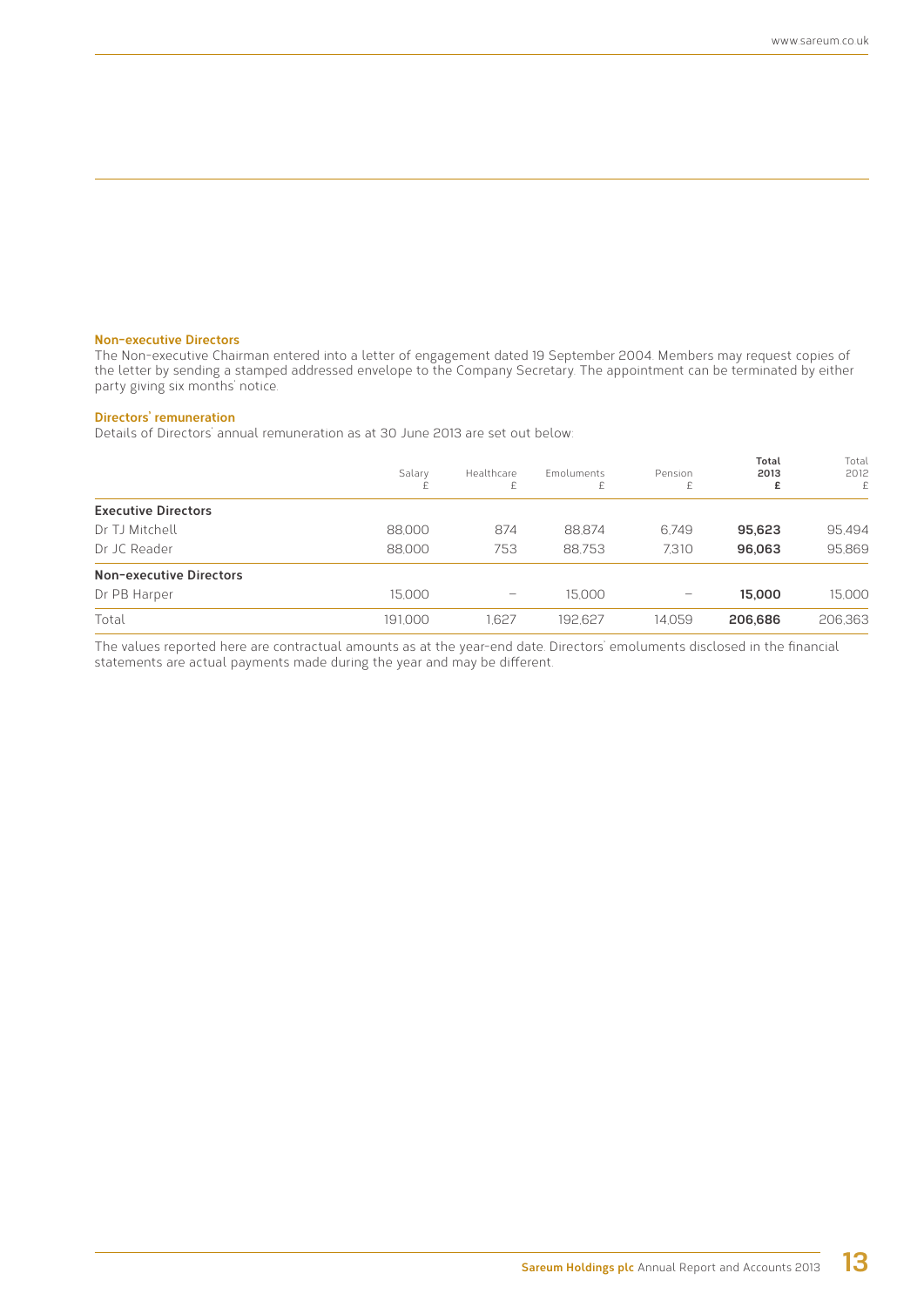### Non-executive Directors

The Non-executive Chairman entered into a letter of engagement dated 19 September 2004. Members may request copies of the letter by sending a stamped addressed envelope to the Company Secretary. The appointment can be terminated by either party giving six months' notice.

### Directors' remuneration

Details of Directors' annual remuneration as at 30 June 2013 are set out below:

| | Salary £ | Healthcare £ | Emoluments £ | Pension £ | **Total 2013 £** | Total 2012 £ |
|---|---|---|---|---|---|---|
| **Executive Directors** | | | | | | |
| Dr TJ Mitchell | 88,000 | 874 | 88,874 | 6,749 | **95,623** | 95,494 |
| Dr JC Reader | 88,000 | 753 | 88,753 | 7,310 | **96,063** | 95,869 |
| **Non-executive Directors** | | | | | | |
| Dr PB Harper | 15,000 | – | 15,000 | – | **15,000** | 15,000 |
| Total | 191,000 | 1,627 | 192,627 | 14,059 | **206,686** | 206,363 |

The values reported here are contractual amounts as at the year-end date. Directors' emoluments disclosed in the financial statements are actual payments made during the year and may be different.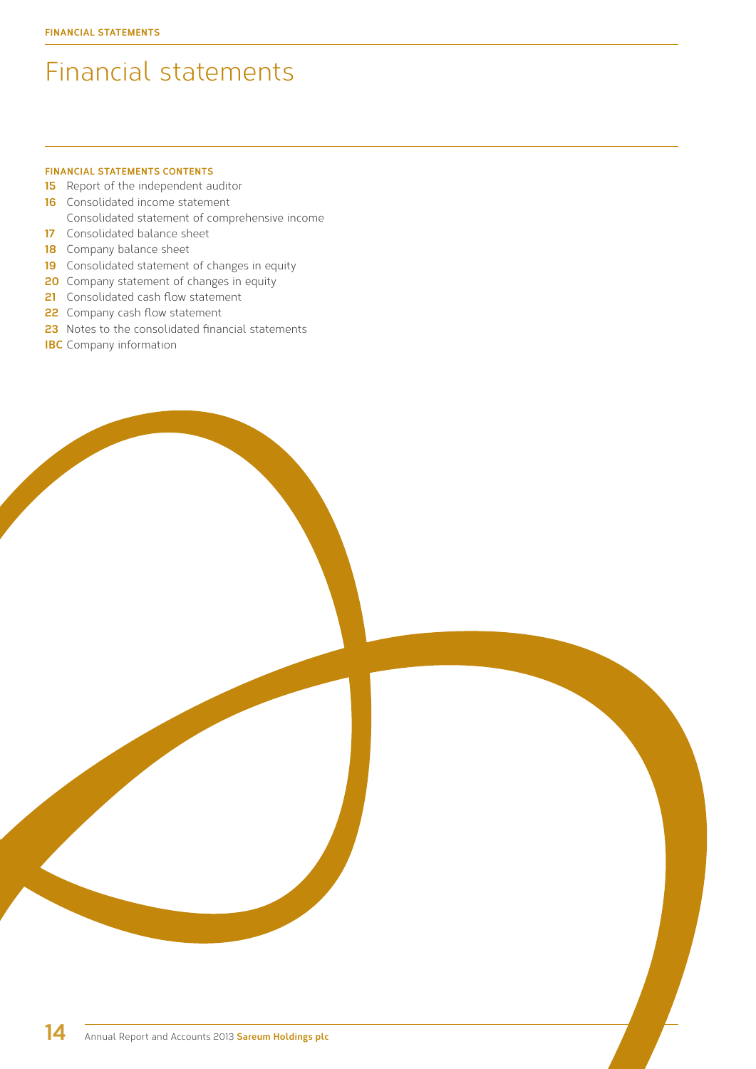# Financial statements

**FINANCIAL STATEMENTS CONTENTS**

- **15** Report of the independent auditor
- **16** Consolidated income statement
  Consolidated statement of comprehensive income
- **17** Consolidated balance sheet
- **18** Company balance sheet
- **19** Consolidated statement of changes in equity
- **20** Company statement of changes in equity
- **21** Consolidated cash flow statement
- **22** Company cash flow statement
- **23** Notes to the consolidated financial statements
- **IBC** Company information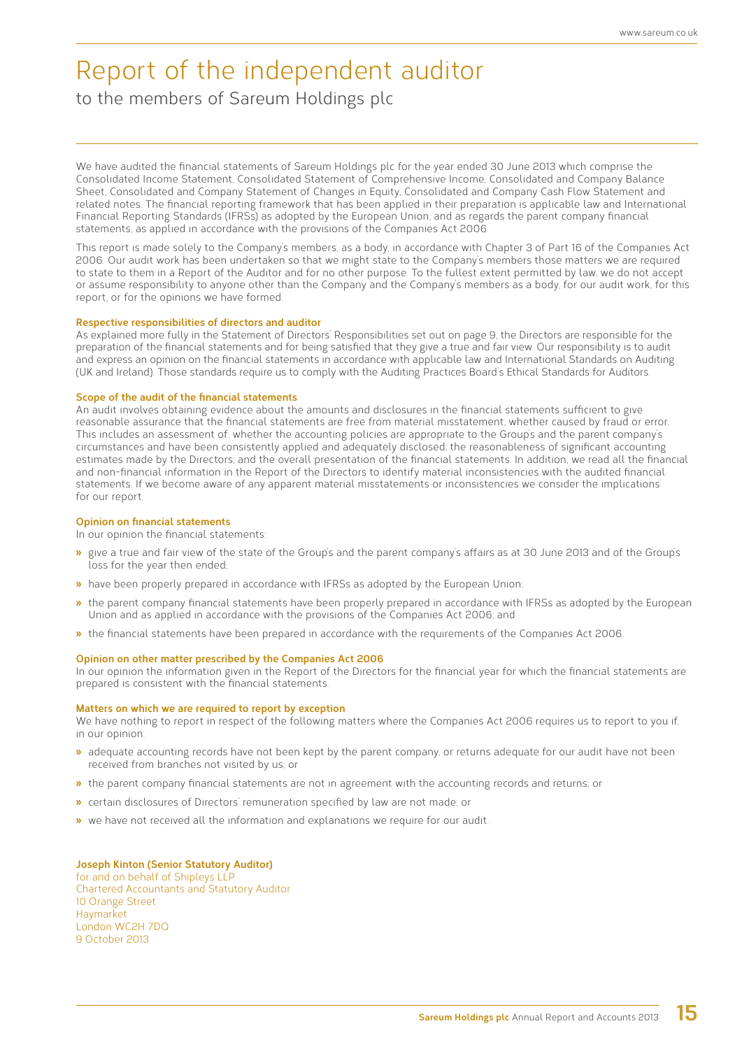# Report of the independent auditor

to the members of Sareum Holdings plc

We have audited the financial statements of Sareum Holdings plc for the year ended 30 June 2013 which comprise the Consolidated Income Statement, Consolidated Statement of Comprehensive Income, Consolidated and Company Balance Sheet, Consolidated and Company Statement of Changes in Equity, Consolidated and Company Cash Flow Statement and related notes. The financial reporting framework that has been applied in their preparation is applicable law and International Financial Reporting Standards (IFRSs) as adopted by the European Union, and as regards the parent company financial statements, as applied in accordance with the provisions of the Companies Act 2006.

This report is made solely to the Company's members, as a body, in accordance with Chapter 3 of Part 16 of the Companies Act 2006. Our audit work has been undertaken so that we might state to the Company's members those matters we are required to state to them in a Report of the Auditor and for no other purpose. To the fullest extent permitted by law, we do not accept or assume responsibility to anyone other than the Company and the Company's members as a body, for our audit work, for this report, or for the opinions we have formed.

**Respective responsibilities of directors and auditor**

As explained more fully in the Statement of Directors' Responsibilities set out on page 9, the Directors are responsible for the preparation of the financial statements and for being satisfied that they give a true and fair view. Our responsibility is to audit and express an opinion on the financial statements in accordance with applicable law and International Standards on Auditing (UK and Ireland). Those standards require us to comply with the Auditing Practices Board's Ethical Standards for Auditors.

**Scope of the audit of the financial statements**

An audit involves obtaining evidence about the amounts and disclosures in the financial statements sufficient to give reasonable assurance that the financial statements are free from material misstatement, whether caused by fraud or error. This includes an assessment of: whether the accounting policies are appropriate to the Group's and the parent company's circumstances and have been consistently applied and adequately disclosed; the reasonableness of significant accounting estimates made by the Directors; and the overall presentation of the financial statements. In addition, we read all the financial and non-financial information in the Report of the Directors to identify material inconsistencies with the audited financial statements. If we become aware of any apparent material misstatements or inconsistencies we consider the implications for our report.

**Opinion on financial statements**

In our opinion the financial statements:

- give a true and fair view of the state of the Group's and the parent company's affairs as at 30 June 2013 and of the Group's loss for the year then ended;
- have been properly prepared in accordance with IFRSs as adopted by the European Union;
- the parent company financial statements have been properly prepared in accordance with IFRSs as adopted by the European Union and as applied in accordance with the provisions of the Companies Act 2006; and
- the financial statements have been prepared in accordance with the requirements of the Companies Act 2006.

**Opinion on other matter prescribed by the Companies Act 2006**

In our opinion the information given in the Report of the Directors for the financial year for which the financial statements are prepared is consistent with the financial statements.

**Matters on which we are required to report by exception**

We have nothing to report in respect of the following matters where the Companies Act 2006 requires us to report to you if, in our opinion:

- adequate accounting records have not been kept by the parent company, or returns adequate for our audit have not been received from branches not visited by us; or
- the parent company financial statements are not in agreement with the accounting records and returns; or
- certain disclosures of Directors' remuneration specified by law are not made; or
- we have not received all the information and explanations we require for our audit.

**Joseph Kinton (Senior Statutory Auditor)**  
for and on behalf of Shipleys LLP  
Chartered Accountants and Statutory Auditor  
10 Orange Street  
Haymarket  
London WC2H 7DQ  
9 October 2013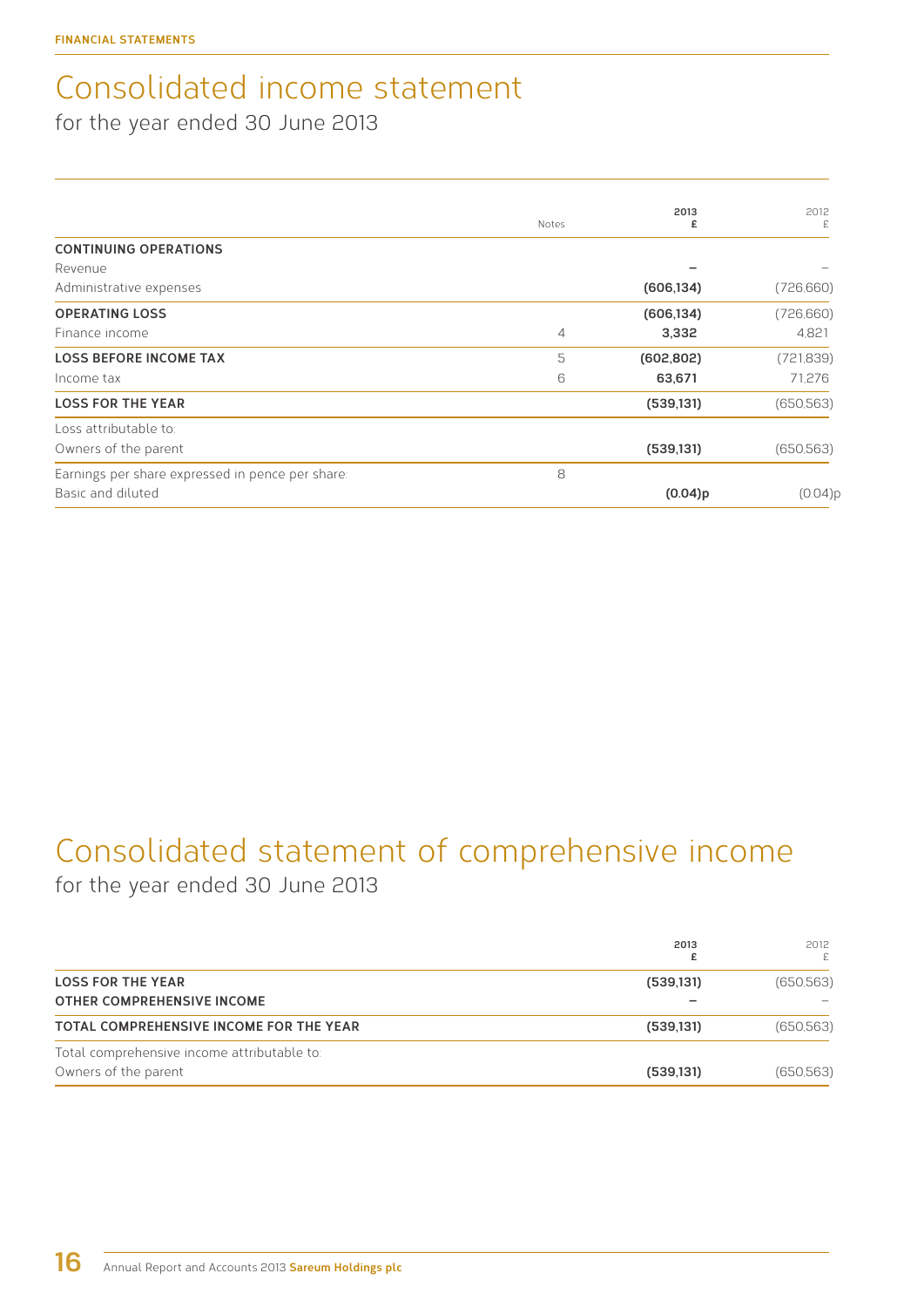FINANCIAL STATEMENTS

# Consolidated income statement

for the year ended 30 June 2013

| | Notes | 2013 £ | 2012 £ |
|---|---|---|---|
| **CONTINUING OPERATIONS** | | | |
| Revenue | | **–** | – |
| Administrative expenses | | **(606,134)** | (726,660) |
| **OPERATING LOSS** | | **(606,134)** | (726,660) |
| Finance income | 4 | **3,332** | 4,821 |
| **LOSS BEFORE INCOME TAX** | 5 | **(602,802)** | (721,839) |
| Income tax | 6 | **63,671** | 71,276 |
| **LOSS FOR THE YEAR** | | **(539,131)** | (650,563) |
| Loss attributable to: | | | |
| Owners of the parent | | **(539,131)** | (650,563) |
| Earnings per share expressed in pence per share: | 8 | | |
| Basic and diluted | | **(0.04)p** | (0.04)p |

# Consolidated statement of comprehensive income

for the year ended 30 June 2013

| | 2013 £ | 2012 £ |
|---|---|---|
| **LOSS FOR THE YEAR** | **(539,131)** | (650,563) |
| **OTHER COMPREHENSIVE INCOME** | **–** | – |
| **TOTAL COMPREHENSIVE INCOME FOR THE YEAR** | **(539,131)** | (650,563) |
| Total comprehensive income attributable to: | | |
| Owners of the parent | **(539,131)** | (650,563) |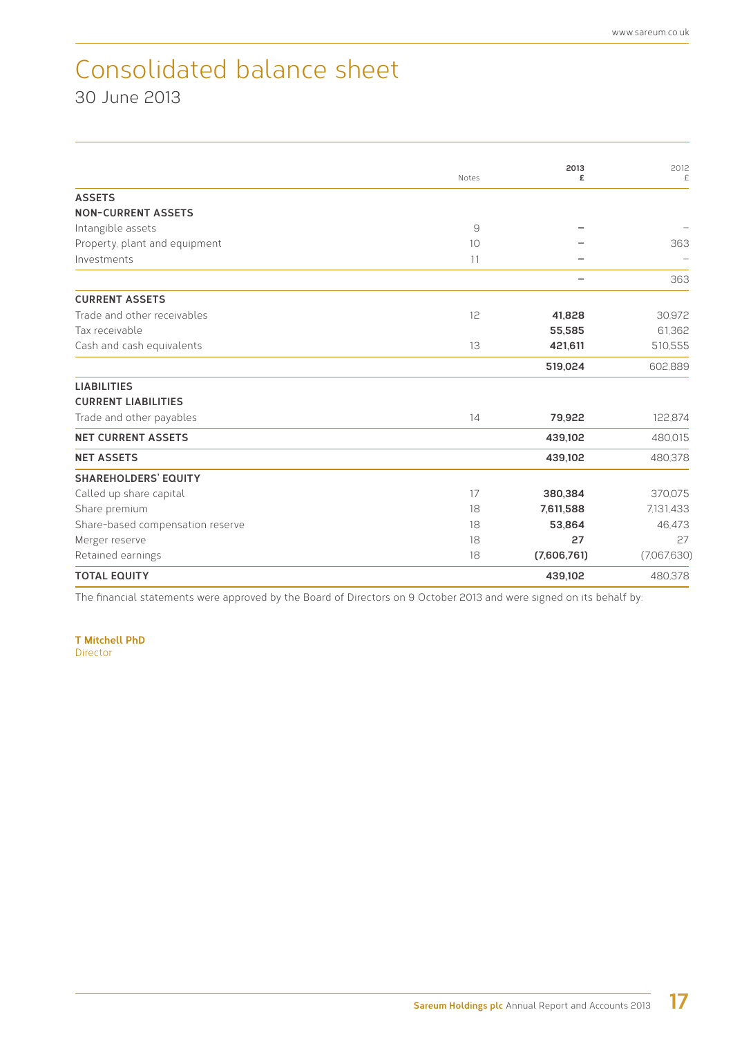# Consolidated balance sheet

30 June 2013

| | Notes | 2013 £ | 2012 £ |
|---|---|---|---|
| **ASSETS** | | | |
| **NON-CURRENT ASSETS** | | | |
| Intangible assets | 9 | – | – |
| Property, plant and equipment | 10 | – | 363 |
| Investments | 11 | – | – |
| | | – | 363 |
| **CURRENT ASSETS** | | | |
| Trade and other receivables | 12 | **41,828** | 30,972 |
| Tax receivable | | **55,585** | 61,362 |
| Cash and cash equivalents | 13 | **421,611** | 510,555 |
| | | **519,024** | 602,889 |
| **LIABILITIES** | | | |
| **CURRENT LIABILITIES** | | | |
| Trade and other payables | 14 | **79,922** | 122,874 |
| **NET CURRENT ASSETS** | | **439,102** | 480,015 |
| **NET ASSETS** | | **439,102** | 480,378 |
| **SHAREHOLDERS' EQUITY** | | | |
| Called up share capital | 17 | **380,384** | 370,075 |
| Share premium | 18 | **7,611,588** | 7,131,433 |
| Share-based compensation reserve | 18 | **53,864** | 46,473 |
| Merger reserve | 18 | **27** | 27 |
| Retained earnings | 18 | **(7,606,761)** | (7,067,630) |
| **TOTAL EQUITY** | | **439,102** | 480,378 |

The financial statements were approved by the Board of Directors on 9 October 2013 and were signed on its behalf by:

**T Mitchell PhD**
Director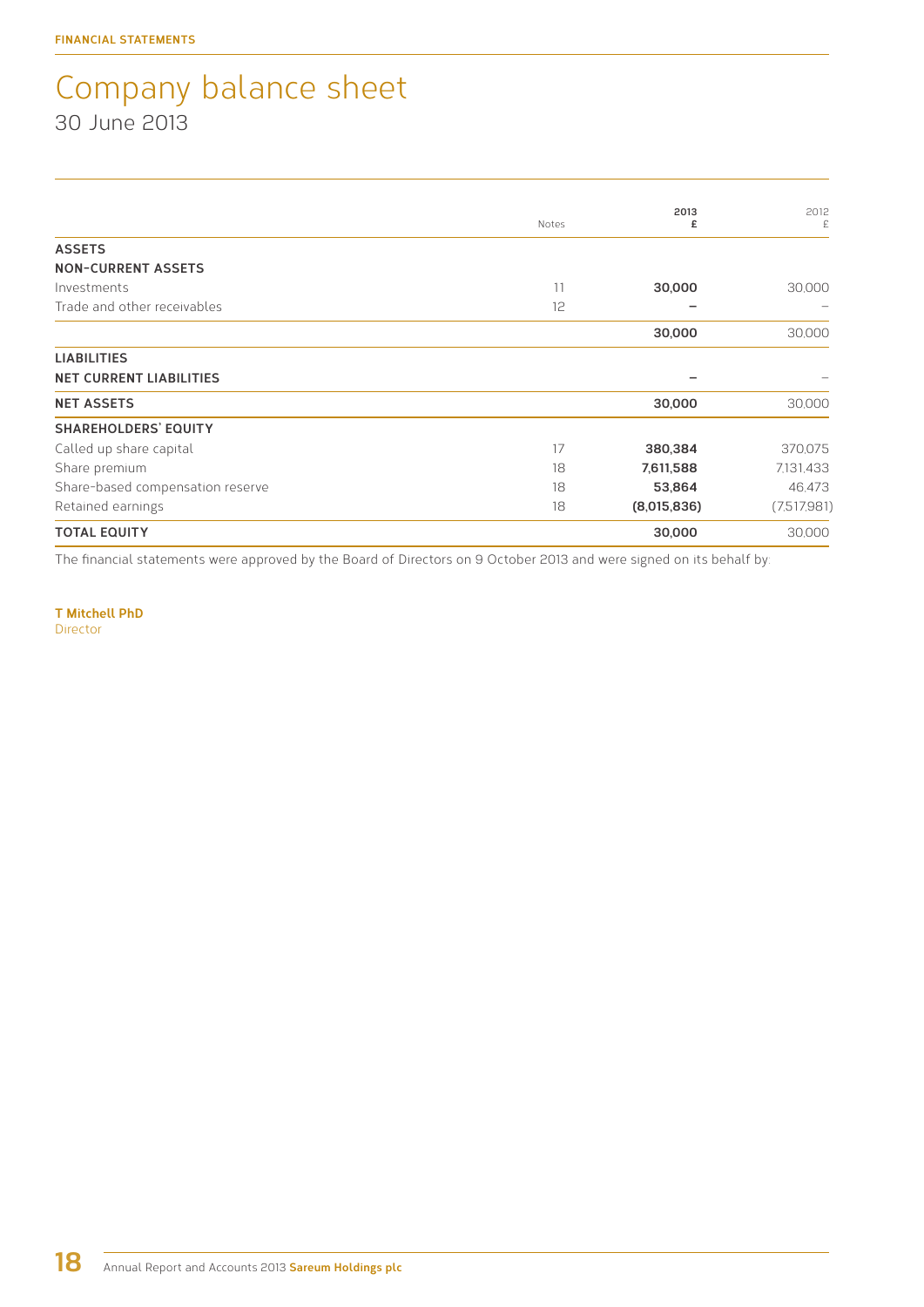# Company balance sheet

30 June 2013

| | Notes | 2013 £ | 2012 £ |
|---|---|---|---|
| **ASSETS** | | | |
| **NON-CURRENT ASSETS** | | | |
| Investments | 11 | **30,000** | 30,000 |
| Trade and other receivables | 12 | **–** | – |
| | | **30,000** | 30,000 |
| **LIABILITIES** | | | |
| **NET CURRENT LIABILITIES** | | **–** | – |
| **NET ASSETS** | | **30,000** | 30,000 |
| **SHAREHOLDERS' EQUITY** | | | |
| Called up share capital | 17 | **380,384** | 370,075 |
| Share premium | 18 | **7,611,588** | 7,131,433 |
| Share-based compensation reserve | 18 | **53,864** | 46,473 |
| Retained earnings | 18 | **(8,015,836)** | (7,517,981) |
| **TOTAL EQUITY** | | **30,000** | 30,000 |

The financial statements were approved by the Board of Directors on 9 October 2013 and were signed on its behalf by:

**T Mitchell PhD**
Director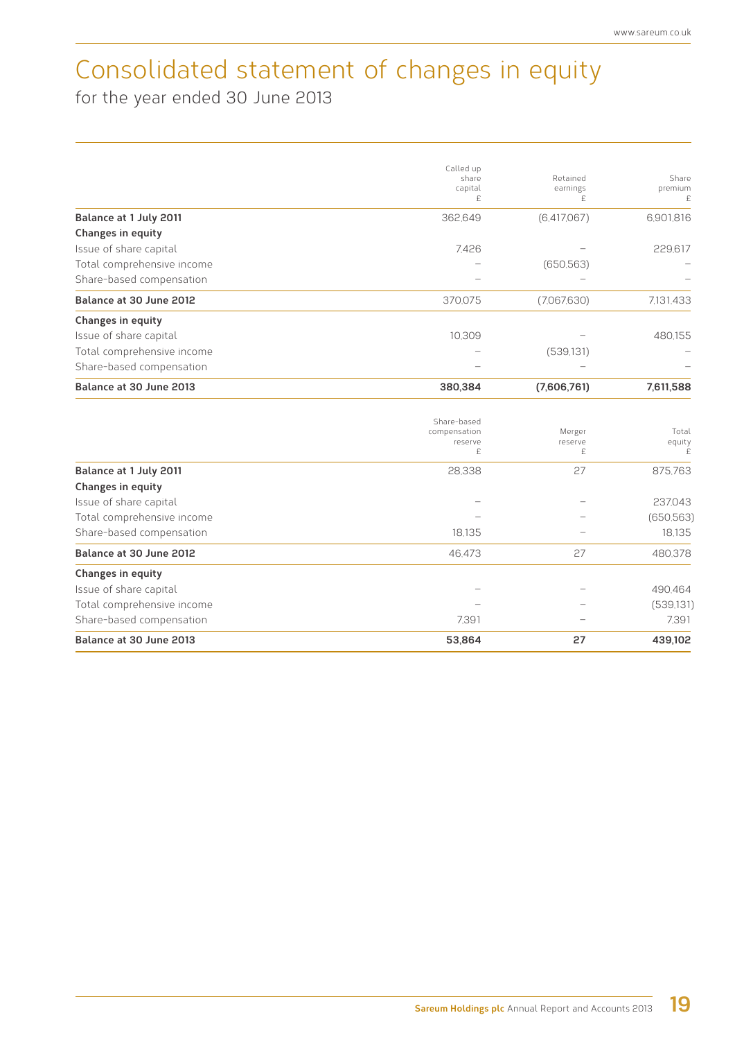# Consolidated statement of changes in equity

for the year ended 30 June 2013

| | Called up share capital £ | Retained earnings £ | Share premium £ |
|---|---|---|---|
| **Balance at 1 July 2011** | 362,649 | (6,417,067) | 6,901,816 |
| **Changes in equity** | | | |
| Issue of share capital | 7,426 | – | 229,617 |
| Total comprehensive income | – | (650,563) | – |
| Share-based compensation | – | – | – |
| **Balance at 30 June 2012** | 370,075 | (7,067,630) | 7,131,433 |
| **Changes in equity** | | | |
| Issue of share capital | 10,309 | – | 480,155 |
| Total comprehensive income | – | (539,131) | – |
| Share-based compensation | – | – | – |
| **Balance at 30 June 2013** | **380,384** | **(7,606,761)** | **7,611,588** |

| | Share-based compensation reserve £ | Merger reserve £ | Total equity £ |
|---|---|---|---|
| **Balance at 1 July 2011** | 28,338 | 27 | 875,763 |
| **Changes in equity** | | | |
| Issue of share capital | – | – | 237,043 |
| Total comprehensive income | – | – | (650,563) |
| Share-based compensation | 18,135 | – | 18,135 |
| **Balance at 30 June 2012** | 46,473 | 27 | 480,378 |
| **Changes in equity** | | | |
| Issue of share capital | – | – | 490,464 |
| Total comprehensive income | – | – | (539,131) |
| Share-based compensation | 7,391 | – | 7,391 |
| **Balance at 30 June 2013** | **53,864** | **27** | **439,102** |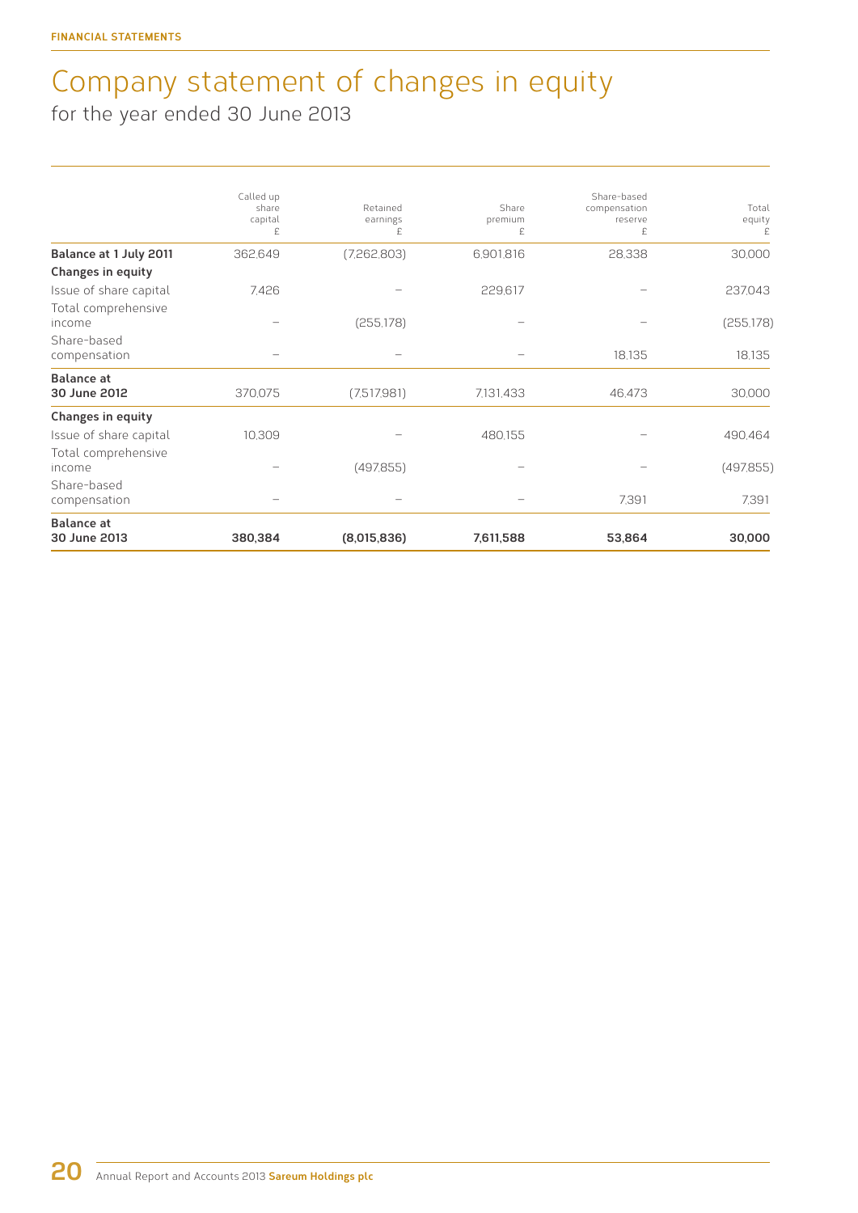# Company statement of changes in equity

for the year ended 30 June 2013

| | Called up share capital £ | Retained earnings £ | Share premium £ | Share-based compensation reserve £ | Total equity £ |
|---|---|---|---|---|---|
| **Balance at 1 July 2011** | 362,649 | (7,262,803) | 6,901,816 | 28,338 | 30,000 |
| **Changes in equity** | | | | | |
| Issue of share capital | 7,426 | – | 229,617 | – | 237,043 |
| Total comprehensive income | – | (255,178) | – | – | (255,178) |
| Share-based compensation | – | – | – | 18,135 | 18,135 |
| **Balance at 30 June 2012** | 370,075 | (7,517,981) | 7,131,433 | 46,473 | 30,000 |
| **Changes in equity** | | | | | |
| Issue of share capital | 10,309 | – | 480,155 | – | 490,464 |
| Total comprehensive income | – | (497,855) | – | – | (497,855) |
| Share-based compensation | – | – | – | 7,391 | 7,391 |
| **Balance at 30 June 2013** | **380,384** | **(8,015,836)** | **7,611,588** | **53,864** | **30,000** |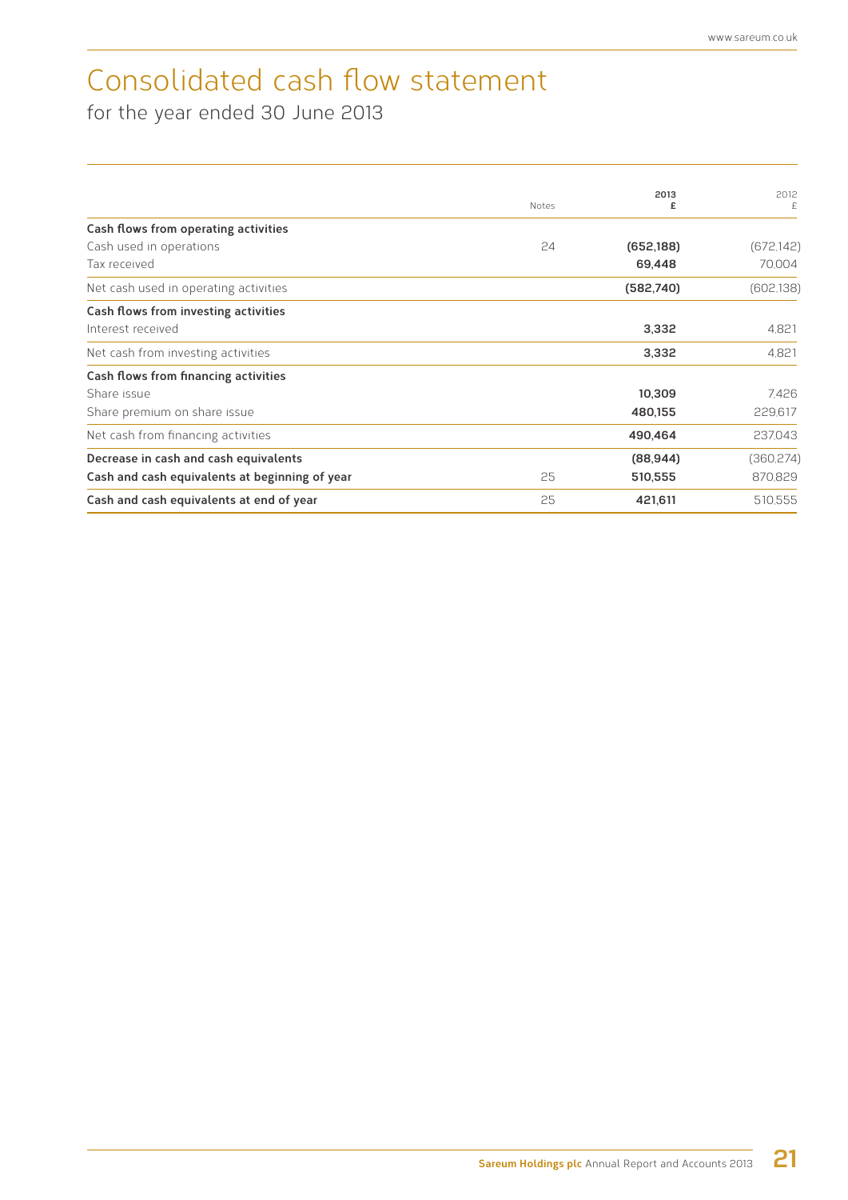# Consolidated cash flow statement

for the year ended 30 June 2013

| | Notes | 2013 £ | 2012 £ |
|---|---|---|---|
| **Cash flows from operating activities** | | | |
| Cash used in operations | 24 | **(652,188)** | (672,142) |
| Tax received | | **69,448** | 70,004 |
| Net cash used in operating activities | | **(582,740)** | (602,138) |
| **Cash flows from investing activities** | | | |
| Interest received | | **3,332** | 4,821 |
| Net cash from investing activities | | **3,332** | 4,821 |
| **Cash flows from financing activities** | | | |
| Share issue | | **10,309** | 7,426 |
| Share premium on share issue | | **480,155** | 229,617 |
| Net cash from financing activities | | **490,464** | 237,043 |
| **Decrease in cash and cash equivalents** | | **(88,944)** | (360,274) |
| **Cash and cash equivalents at beginning of year** | 25 | **510,555** | 870,829 |
| **Cash and cash equivalents at end of year** | 25 | **421,611** | 510,555 |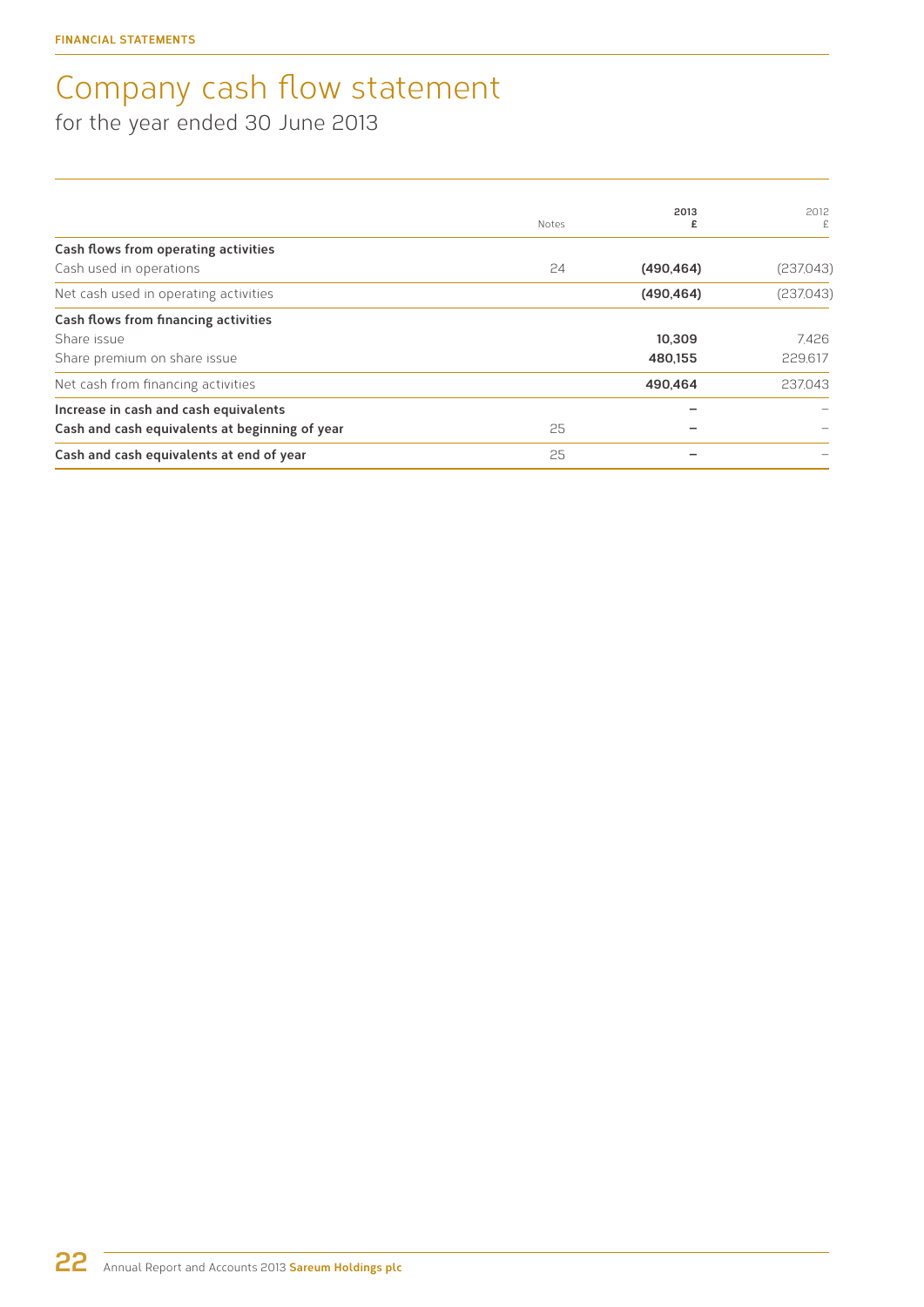FINANCIAL STATEMENTS

# Company cash flow statement

for the year ended 30 June 2013

| | Notes | 2013<br>£ | 2012<br>£ |
|---|---|---|---|
| **Cash flows from operating activities** | | | |
| Cash used in operations | 24 | **(490,464)** | (237,043) |
| Net cash used in operating activities | | **(490,464)** | (237,043) |
| **Cash flows from financing activities** | | | |
| Share issue | | **10,309** | 7,426 |
| Share premium on share issue | | **480,155** | 229,617 |
| Net cash from financing activities | | **490,464** | 237,043 |
| **Increase in cash and cash equivalents** | | **–** | – |
| **Cash and cash equivalents at beginning of year** | 25 | **–** | – |
| **Cash and cash equivalents at end of year** | 25 | **–** | – |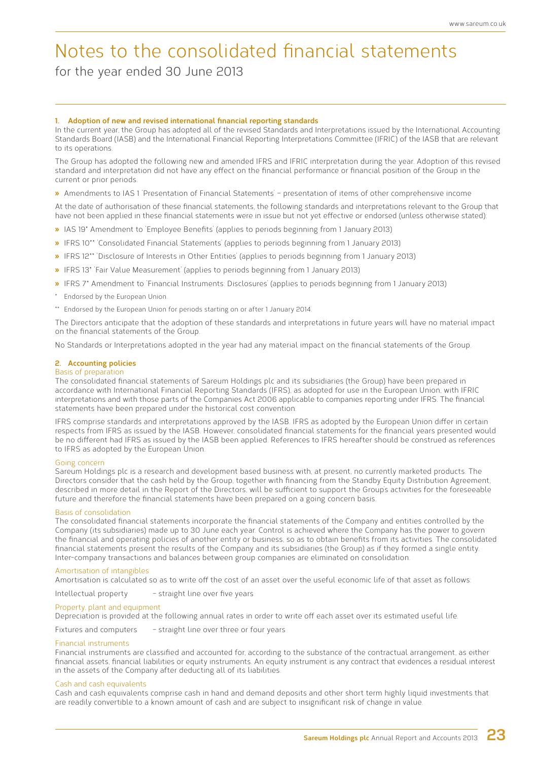# Notes to the consolidated financial statements

for the year ended 30 June 2013

### 1. Adoption of new and revised international financial reporting standards

In the current year, the Group has adopted all of the revised Standards and Interpretations issued by the International Accounting Standards Board (IASB) and the International Financial Reporting Interpretations Committee (IFRIC) of the IASB that are relevant to its operations.

The Group has adopted the following new and amended IFRS and IFRIC interpretation during the year. Adoption of this revised standard and interpretation did not have any effect on the financial performance or financial position of the Group in the current or prior periods.

- Amendments to IAS 1 'Presentation of Financial Statements' – presentation of items of other comprehensive income

At the date of authorisation of these financial statements, the following standards and interpretations relevant to the Group that have not been applied in these financial statements were in issue but not yet effective or endorsed (unless otherwise stated):

- IAS 19* Amendment to 'Employee Benefits' (applies to periods beginning from 1 January 2013)
- IFRS 10** 'Consolidated Financial Statements' (applies to periods beginning from 1 January 2013)
- IFRS 12** 'Disclosure of Interests in Other Entities' (applies to periods beginning from 1 January 2013)
- IFRS 13* 'Fair Value Measurement' (applies to periods beginning from 1 January 2013)
- IFRS 7* Amendment to 'Financial Instruments: Disclosures' (applies to periods beginning from 1 January 2013)

\* Endorsed by the European Union.

\*\* Endorsed by the European Union for periods starting on or after 1 January 2014.

The Directors anticipate that the adoption of these standards and interpretations in future years will have no material impact on the financial statements of the Group.

No Standards or Interpretations adopted in the year had any material impact on the financial statements of the Group.

### 2. Accounting policies

#### Basis of preparation

The consolidated financial statements of Sareum Holdings plc and its subsidiaries (the Group) have been prepared in accordance with International Financial Reporting Standards (IFRS), as adopted for use in the European Union, with IFRIC interpretations and with those parts of the Companies Act 2006 applicable to companies reporting under IFRS. The financial statements have been prepared under the historical cost convention.

IFRS comprise standards and interpretations approved by the IASB. IFRS as adopted by the European Union differ in certain respects from IFRS as issued by the IASB. However, consolidated financial statements for the financial years presented would be no different had IFRS as issued by the IASB been applied. References to IFRS hereafter should be construed as references to IFRS as adopted by the European Union.

#### Going concern

Sareum Holdings plc is a research and development based business with, at present, no currently marketed products. The Directors consider that the cash held by the Group, together with financing from the Standby Equity Distribution Agreement, described in more detail in the Report of the Directors, will be sufficient to support the Group's activities for the foreseeable future and therefore the financial statements have been prepared on a going concern basis.

#### Basis of consolidation

The consolidated financial statements incorporate the financial statements of the Company and entities controlled by the Company (its subsidiaries) made up to 30 June each year. Control is achieved where the Company has the power to govern the financial and operating policies of another entity or business, so as to obtain benefits from its activities. The consolidated financial statements present the results of the Company and its subsidiaries (the Group) as if they formed a single entity. Inter-company transactions and balances between group companies are eliminated on consolidation.

#### Amortisation of intangibles

Amortisation is calculated so as to write off the cost of an asset over the useful economic life of that asset as follows:

Intellectual property – straight line over five years

#### Property, plant and equipment

Depreciation is provided at the following annual rates in order to write off each asset over its estimated useful life.

Fixtures and computers – straight line over three or four years

#### Financial instruments

Financial instruments are classified and accounted for, according to the substance of the contractual arrangement, as either financial assets, financial liabilities or equity instruments. An equity instrument is any contract that evidences a residual interest in the assets of the Company after deducting all of its liabilities.

#### Cash and cash equivalents

Cash and cash equivalents comprise cash in hand and demand deposits and other short term highly liquid investments that are readily convertible to a known amount of cash and are subject to insignificant risk of change in value.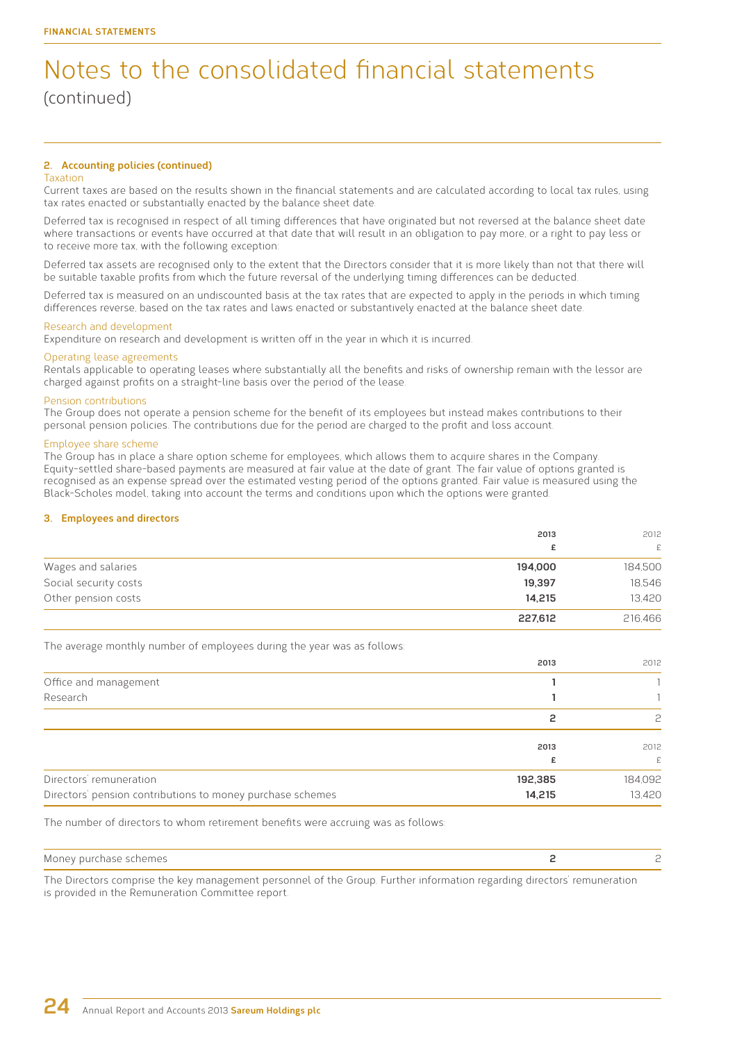# Notes to the consolidated financial statements
(continued)

### 2. Accounting policies (continued)

**Taxation**

Current taxes are based on the results shown in the financial statements and are calculated according to local tax rules, using tax rates enacted or substantially enacted by the balance sheet date.

Deferred tax is recognised in respect of all timing differences that have originated but not reversed at the balance sheet date where transactions or events have occurred at that date that will result in an obligation to pay more, or a right to pay less or to receive more tax, with the following exception:

Deferred tax assets are recognised only to the extent that the Directors consider that it is more likely than not that there will be suitable taxable profits from which the future reversal of the underlying timing differences can be deducted.

Deferred tax is measured on an undiscounted basis at the tax rates that are expected to apply in the periods in which timing differences reverse, based on the tax rates and laws enacted or substantively enacted at the balance sheet date.

**Research and development**

Expenditure on research and development is written off in the year in which it is incurred.

**Operating lease agreements**

Rentals applicable to operating leases where substantially all the benefits and risks of ownership remain with the lessor are charged against profits on a straight-line basis over the period of the lease.

**Pension contributions**

The Group does not operate a pension scheme for the benefit of its employees but instead makes contributions to their personal pension policies. The contributions due for the period are charged to the profit and loss account.

**Employee share scheme**

The Group has in place a share option scheme for employees, which allows them to acquire shares in the Company. Equity-settled share-based payments are measured at fair value at the date of grant. The fair value of options granted is recognised as an expense spread over the estimated vesting period of the options granted. Fair value is measured using the Black-Scholes model, taking into account the terms and conditions upon which the options were granted.

### 3. Employees and directors

| | 2013<br>£ | 2012<br>£ |
|---|---|---|
| Wages and salaries | **194,000** | 184,500 |
| Social security costs | **19,397** | 18,546 |
| Other pension costs | **14,215** | 13,420 |
| | **227,612** | 216,466 |

The average monthly number of employees during the year was as follows:

| | 2013 | 2012 |
|---|---|---|
| Office and management | **1** | 1 |
| Research | **1** | 1 |
| | **2** | 2 |

| | 2013<br>£ | 2012<br>£ |
|---|---|---|
| Directors' remuneration | **192,385** | 184,092 |
| Directors' pension contributions to money purchase schemes | **14,215** | 13,420 |

The number of directors to whom retirement benefits were accruing was as follows:

| | | |
|---|---|---|
| Money purchase schemes | **2** | 2 |

The Directors comprise the key management personnel of the Group. Further information regarding directors' remuneration is provided in the Remuneration Committee report.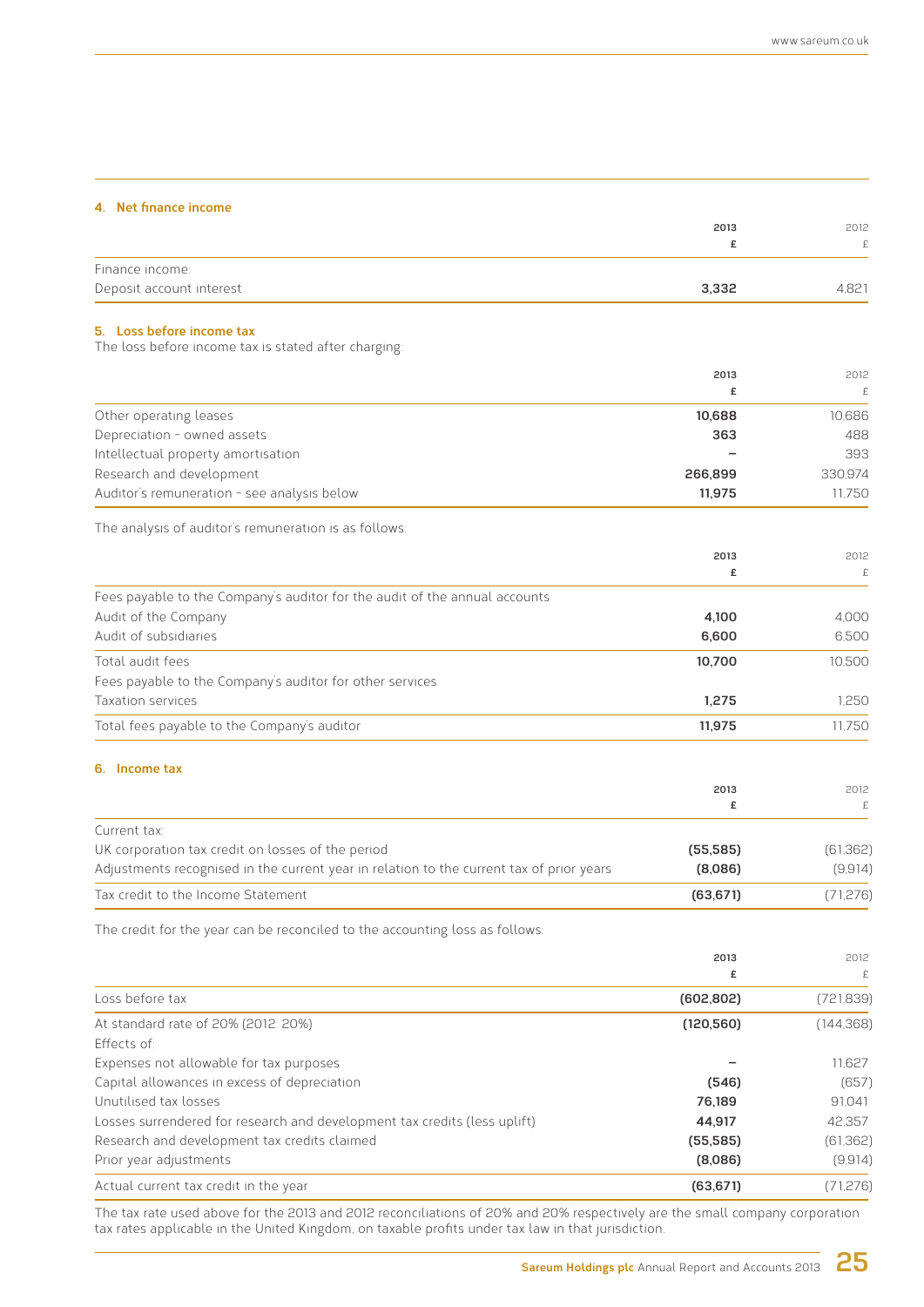## 4. Net finance income

| | 2013<br>£ | 2012<br>£ |
|---|---|---|
| Finance income: | | |
| Deposit account interest | **3,332** | 4,821 |

## 5. Loss before income tax

The loss before income tax is stated after charging:

| | 2013<br>£ | 2012<br>£ |
|---|---|---|
| Other operating leases | **10,688** | 10,686 |
| Depreciation – owned assets | **363** | 488 |
| Intellectual property amortisation | **–** | 393 |
| Research and development | **266,899** | 330,974 |
| Auditor's remuneration – see analysis below | **11,975** | 11,750 |

The analysis of auditor's remuneration is as follows:

| | 2013<br>£ | 2012<br>£ |
|---|---|---|
| Fees payable to the Company's auditor for the audit of the annual accounts | | |
| Audit of the Company | **4,100** | 4,000 |
| Audit of subsidiaries | **6,600** | 6,500 |
| Total audit fees | **10,700** | 10,500 |
| Fees payable to the Company's auditor for other services | | |
| Taxation services | **1,275** | 1,250 |
| Total fees payable to the Company's auditor | **11,975** | 11,750 |

## 6. Income tax

| | 2013<br>£ | 2012<br>£ |
|---|---|---|
| Current tax: | | |
| UK corporation tax credit on losses of the period | **(55,585)** | (61,362) |
| Adjustments recognised in the current year in relation to the current tax of prior years | **(8,086)** | (9,914) |
| Tax credit to the Income Statement | **(63,671)** | (71,276) |

The credit for the year can be reconciled to the accounting loss as follows:

| | 2013<br>£ | 2012<br>£ |
|---|---|---|
| Loss before tax | **(602,802)** | (721,839) |
| At standard rate of 20% (2012: 20%) | **(120,560)** | (144,368) |
| Effects of: | | |
| Expenses not allowable for tax purposes | **–** | 11,627 |
| Capital allowances in excess of depreciation | **(546)** | (657) |
| Unutilised tax losses | **76,189** | 91,041 |
| Losses surrendered for research and development tax credits (less uplift) | **44,917** | 42,357 |
| Research and development tax credits claimed | **(55,585)** | (61,362) |
| Prior year adjustments | **(8,086)** | (9,914) |
| Actual current tax credit in the year | **(63,671)** | (71,276) |

The tax rate used above for the 2013 and 2012 reconciliations of 20% and 20% respectively are the small company corporation tax rates applicable in the United Kingdom, on taxable profits under tax law in that jurisdiction.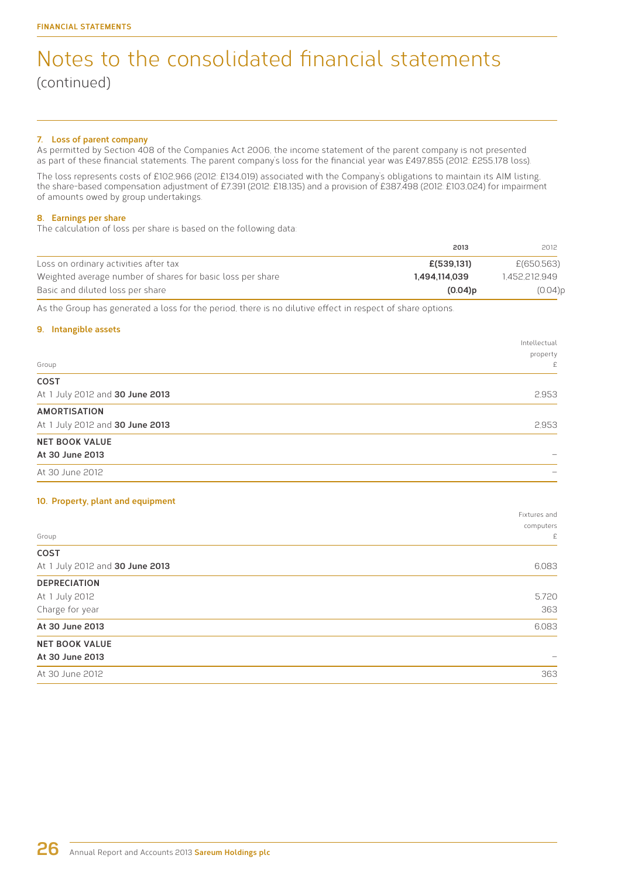# Notes to the consolidated financial statements
(continued)

### 7. Loss of parent company

As permitted by Section 408 of the Companies Act 2006, the income statement of the parent company is not presented as part of these financial statements. The parent company's loss for the financial year was £497,855 (2012: £255,178 loss).

The loss represents costs of £102,966 (2012: £134,019) associated with the Company's obligations to maintain its AIM listing, the share-based compensation adjustment of £7,391 (2012: £18,135) and a provision of £387,498 (2012: £103,024) for impairment of amounts owed by group undertakings.

### 8. Earnings per share

The calculation of loss per share is based on the following data:

| | **2013** | 2012 |
|---|---|---|
| Loss on ordinary activities after tax | **£(539,131)** | £(650,563) |
| Weighted average number of shares for basic loss per share | **1,494,114,039** | 1,452,212,949 |
| Basic and diluted loss per share | **(0.04)p** | (0.04)p |

As the Group has generated a loss for the period, there is no dilutive effect in respect of share options.

### 9. Intangible assets

| Group | Intellectual property £ |
|---|---|
| **COST** | |
| At 1 July 2012 and **30 June 2013** | 2,953 |
| **AMORTISATION** | |
| At 1 July 2012 and **30 June 2013** | 2,953 |
| **NET BOOK VALUE** | |
| **At 30 June 2013** | – |
| At 30 June 2012 | – |

### 10. Property, plant and equipment

| Group | Fixtures and computers £ |
|---|---|
| **COST** | |
| At 1 July 2012 and **30 June 2013** | 6,083 |
| **DEPRECIATION** | |
| At 1 July 2012 | 5,720 |
| Charge for year | 363 |
| **At 30 June 2013** | 6,083 |
| **NET BOOK VALUE** | |
| **At 30 June 2013** | – |
| At 30 June 2012 | 363 |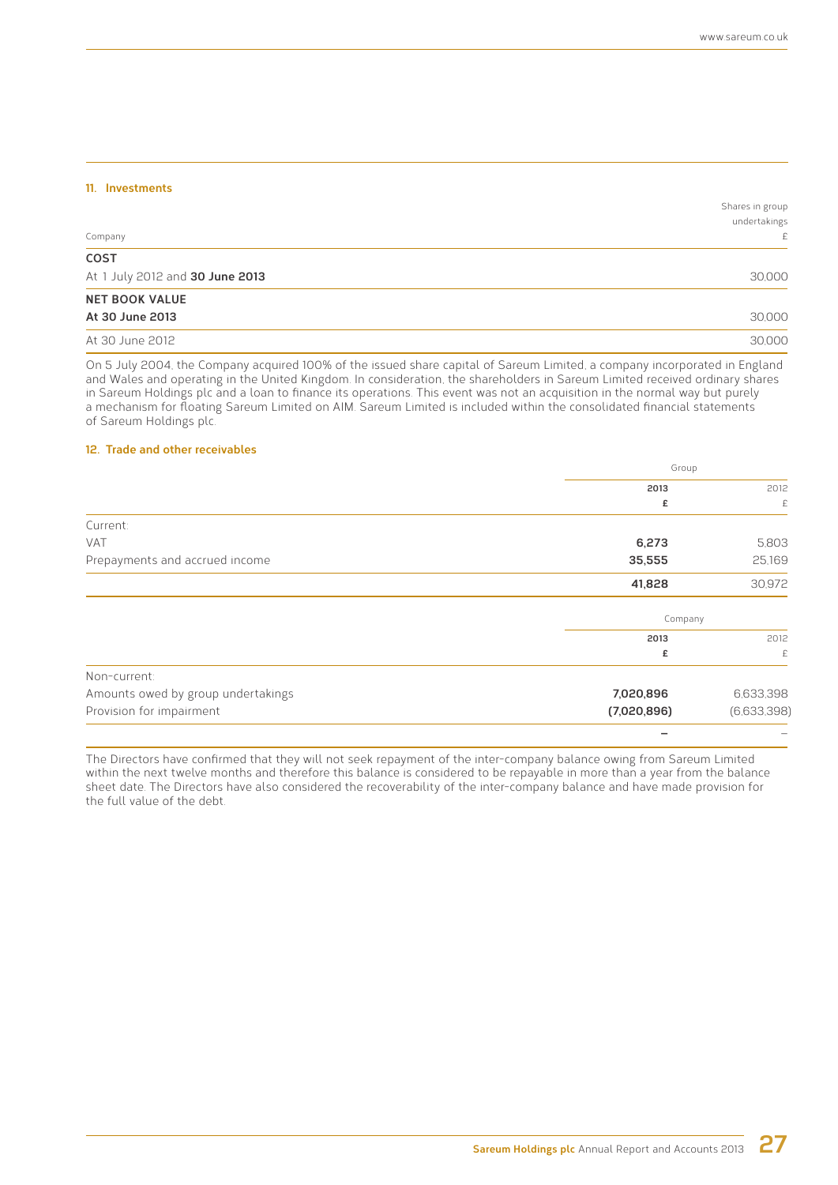## 11. Investments

| Company | Shares in group undertakings £ |
|---|---|
| **COST** | |
| At 1 July 2012 and **30 June 2013** | 30,000 |
| **NET BOOK VALUE** | |
| **At 30 June 2013** | 30,000 |
| At 30 June 2012 | 30,000 |

On 5 July 2004, the Company acquired 100% of the issued share capital of Sareum Limited, a company incorporated in England and Wales and operating in the United Kingdom. In consideration, the shareholders in Sareum Limited received ordinary shares in Sareum Holdings plc and a loan to finance its operations. This event was not an acquisition in the normal way but purely a mechanism for floating Sareum Limited on AIM. Sareum Limited is included within the consolidated financial statements of Sareum Holdings plc.

## 12. Trade and other receivables

| | Group | |
|---|---|---|
| | **2013** | 2012 |
| | **£** | £ |
| Current: | | |
| VAT | **6,273** | 5,803 |
| Prepayments and accrued income | **35,555** | 25,169 |
| | **41,828** | 30,972 |

| | Company | |
|---|---|---|
| | **2013** | 2012 |
| | **£** | £ |
| Non-current: | | |
| Amounts owed by group undertakings | **7,020,896** | 6,633,398 |
| Provision for impairment | **(7,020,896)** | (6,633,398) |
| | **–** | – |

The Directors have confirmed that they will not seek repayment of the inter-company balance owing from Sareum Limited within the next twelve months and therefore this balance is considered to be repayable in more than a year from the balance sheet date. The Directors have also considered the recoverability of the inter-company balance and have made provision for the full value of the debt.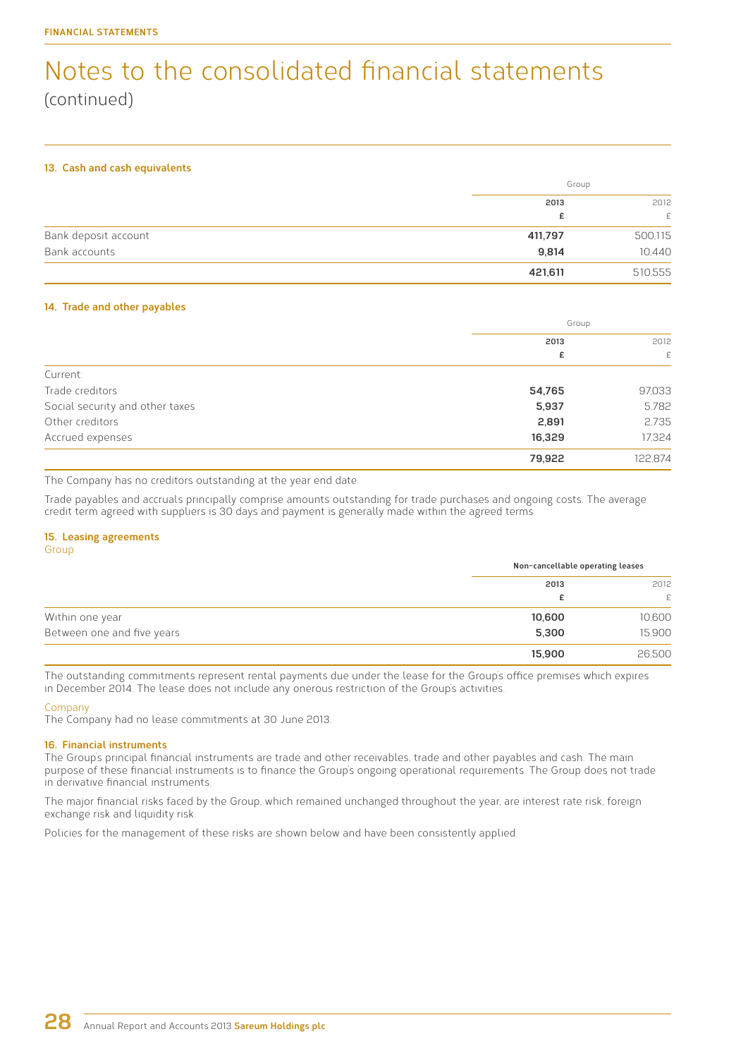**FINANCIAL STATEMENTS**

# Notes to the consolidated financial statements (continued)

### 13. Cash and cash equivalents

| | Group | |
|---|---|---|
| | **2013** | 2012 |
| | **£** | £ |
| Bank deposit account | **411,797** | 500,115 |
| Bank accounts | **9,814** | 10,440 |
| | **421,611** | 510,555 |

### 14. Trade and other payables

| | Group | |
|---|---|---|
| | **2013** | 2012 |
| | **£** | £ |
| Current: | | |
| Trade creditors | **54,765** | 97,033 |
| Social security and other taxes | **5,937** | 5,782 |
| Other creditors | **2,891** | 2,735 |
| Accrued expenses | **16,329** | 17,324 |
| | **79,922** | 122,874 |

The Company has no creditors outstanding at the year end date.

Trade payables and accruals principally comprise amounts outstanding for trade purchases and ongoing costs. The average credit term agreed with suppliers is 30 days and payment is generally made within the agreed terms.

### 15. Leasing agreements

Group

| | Non-cancellable operating leases | |
|---|---|---|
| | **2013** | 2012 |
| | **£** | £ |
| Within one year | **10,600** | 10,600 |
| Between one and five years | **5,300** | 15,900 |
| | **15,900** | 26,500 |

The outstanding commitments represent rental payments due under the lease for the Group's office premises which expires in December 2014. The lease does not include any onerous restriction of the Group's activities.

Company

The Company had no lease commitments at 30 June 2013.

### 16. Financial instruments

The Group's principal financial instruments are trade and other receivables, trade and other payables and cash. The main purpose of these financial instruments is to finance the Group's ongoing operational requirements. The Group does not trade in derivative financial instruments.

The major financial risks faced by the Group, which remained unchanged throughout the year, are interest rate risk, foreign exchange risk and liquidity risk.

Policies for the management of these risks are shown below and have been consistently applied.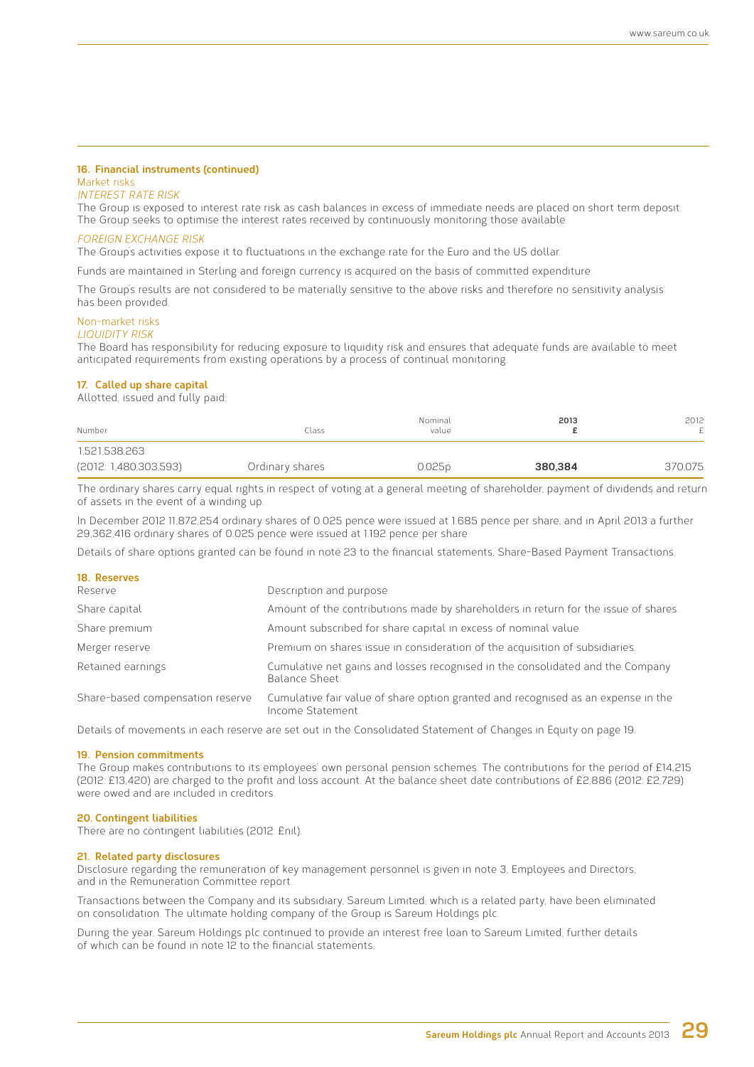### 16. Financial instruments (continued)

Market risks

*INTEREST RATE RISK*

The Group is exposed to interest rate risk as cash balances in excess of immediate needs are placed on short term deposit. The Group seeks to optimise the interest rates received by continuously monitoring those available.

*FOREIGN EXCHANGE RISK*

The Group's activities expose it to fluctuations in the exchange rate for the Euro and the US dollar.

Funds are maintained in Sterling and foreign currency is acquired on the basis of committed expenditure.

The Group's results are not considered to be materially sensitive to the above risks and therefore no sensitivity analysis has been provided.

Non-market risks

*LIQUIDITY RISK*

The Board has responsibility for reducing exposure to liquidity risk and ensures that adequate funds are available to meet anticipated requirements from existing operations by a process of continual monitoring.

### 17. Called up share capital

Allotted, issued and fully paid:

| Number | Class | Nominal value | **2013 £** | 2012 £ |
|---|---|---|---|---|
| 1,521,538,263 (2012: 1,480,303,593) | Ordinary shares | 0.025p | **380,384** | 370,075 |

The ordinary shares carry equal rights in respect of voting at a general meeting of shareholder, payment of dividends and return of assets in the event of a winding up.

In December 2012 11,872,254 ordinary shares of 0.025 pence were issued at 1.685 pence per share, and in April 2013 a further 29,362,416 ordinary shares of 0.025 pence were issued at 1.192 pence per share.

Details of share options granted can be found in note 23 to the financial statements, Share-Based Payment Transactions.

### 18. Reserves

| Reserve | Description and purpose |
|---|---|
| Share capital | Amount of the contributions made by shareholders in return for the issue of shares. |
| Share premium | Amount subscribed for share capital in excess of nominal value. |
| Merger reserve | Premium on shares issue in consideration of the acquisition of subsidiaries. |
| Retained earnings | Cumulative net gains and losses recognised in the consolidated and the Company Balance Sheet. |
| Share-based compensation reserve | Cumulative fair value of share option granted and recognised as an expense in the Income Statement. |

Details of movements in each reserve are set out in the Consolidated Statement of Changes in Equity on page 19.

### 19. Pension commitments

The Group makes contributions to its employees' own personal pension schemes. The contributions for the period of £14,215 (2012: £13,420) are charged to the profit and loss account. At the balance sheet date contributions of £2,886 (2012: £2,729) were owed and are included in creditors.

### 20. Contingent liabilities

There are no contingent liabilities (2012: £nil).

### 21. Related party disclosures

Disclosure regarding the remuneration of key management personnel is given in note 3, Employees and Directors, and in the Remuneration Committee report.

Transactions between the Company and its subsidiary, Sareum Limited, which is a related party, have been eliminated on consolidation. The ultimate holding company of the Group is Sareum Holdings plc.

During the year, Sareum Holdings plc continued to provide an interest free loan to Sareum Limited, further details of which can be found in note 12 to the financial statements.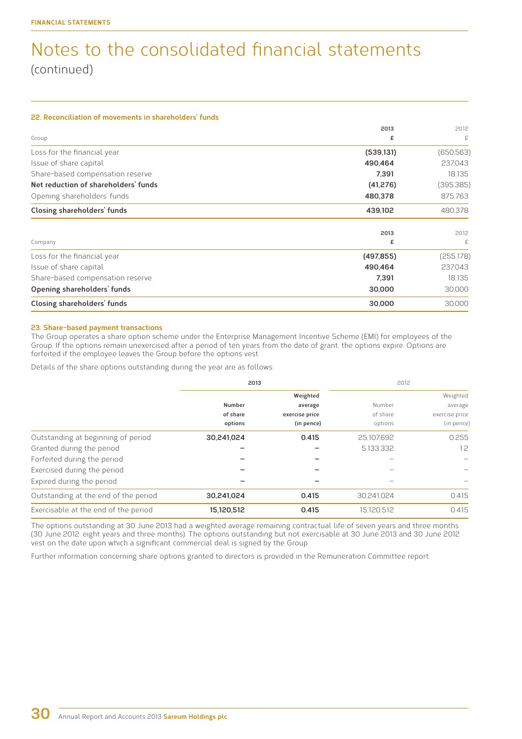# Notes to the consolidated financial statements
(continued)

### 22. Reconciliation of movements in shareholders' funds

| Group | 2013<br>£ | 2012<br>£ |
|---|---|---|
| Loss for the financial year | **(539,131)** | (650,563) |
| Issue of share capital | **490,464** | 237,043 |
| Share-based compensation reserve | **7,391** | 18,135 |
| **Net reduction of shareholders' funds** | **(41,276)** | (395,385) |
| Opening shareholders' funds | **480,378** | 875,763 |
| **Closing shareholders' funds** | **439,102** | 480,378 |

| Company | 2013<br>£ | 2012<br>£ |
|---|---|---|
| Loss for the financial year | **(497,855)** | (255,178) |
| Issue of share capital | **490,464** | 237,043 |
| Share-based compensation reserve | **7,391** | 18,135 |
| **Opening shareholders' funds** | **30,000** | 30,000 |
| **Closing shareholders' funds** | **30,000** | 30,000 |

### 23. Share-based payment transactions

The Group operates a share option scheme under the Enterprise Management Incentive Scheme (EMI) for employees of the Group. If the options remain unexercised after a period of ten years from the date of grant, the options expire. Options are forfeited if the employee leaves the Group before the options vest.

Details of the share options outstanding during the year are as follows:

| | 2013 | | 2012 | |
|---|---|---|---|---|
| | Number of share options | Weighted average exercise price (in pence) | Number of share options | Weighted average exercise price (in pence) |
| Outstanding at beginning of period | **30,241,024** | **0.415** | 25,107,692 | 0.255 |
| Granted during the period | – | – | 5,133,332 | 1.2 |
| Forfeited during the period | – | – | – | – |
| Exercised during the period | – | – | – | – |
| Expired during the period | – | – | – | – |
| Outstanding at the end of the period | **30,241,024** | **0.415** | 30,241,024 | 0.415 |
| Exercisable at the end of the period | **15,120,512** | **0.415** | 15,120,512 | 0.415 |

The options outstanding at 30 June 2013 had a weighted average remaining contractual life of seven years and three months (30 June 2012: eight years and three months). The options outstanding but not exercisable at 30 June 2013 and 30 June 2012 vest on the date upon which a significant commercial deal is signed by the Group.

Further information concerning share options granted to directors is provided in the Remuneration Committee report.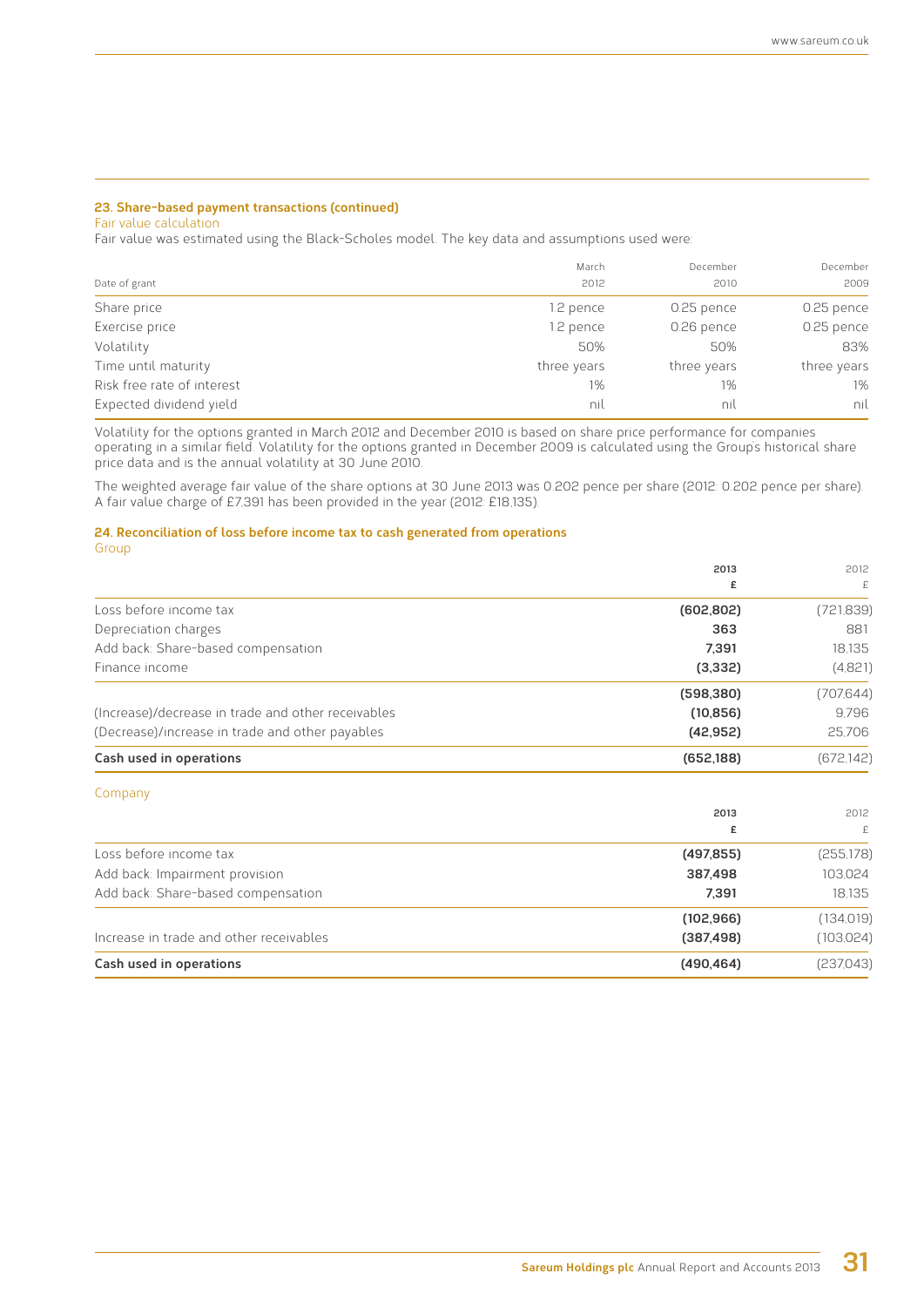### 23. Share-based payment transactions (continued)

Fair value calculation

Fair value was estimated using the Black-Scholes model. The key data and assumptions used were:

| Date of grant | March 2012 | December 2010 | December 2009 |
|---|---|---|---|
| Share price | 1.2 pence | 0.25 pence | 0.25 pence |
| Exercise price | 1.2 pence | 0.26 pence | 0.25 pence |
| Volatility | 50% | 50% | 83% |
| Time until maturity | three years | three years | three years |
| Risk free rate of interest | 1% | 1% | 1% |
| Expected dividend yield | nil | nil | nil |

Volatility for the options granted in March 2012 and December 2010 is based on share price performance for companies operating in a similar field. Volatility for the options granted in December 2009 is calculated using the Group's historical share price data and is the annual volatility at 30 June 2010.

The weighted average fair value of the share options at 30 June 2013 was 0.202 pence per share (2012: 0.202 pence per share). A fair value charge of £7,391 has been provided in the year (2012: £18,135).

### 24. Reconciliation of loss before income tax to cash generated from operations

Group

| | 2013 £ | 2012 £ |
|---|---|---|
| Loss before income tax | **(602,802)** | (721,839) |
| Depreciation charges | **363** | 881 |
| Add back: Share-based compensation | **7,391** | 18,135 |
| Finance income | **(3,332)** | (4,821) |
| | **(598,380)** | (707,644) |
| (Increase)/decrease in trade and other receivables | **(10,856)** | 9,796 |
| (Decrease)/increase in trade and other payables | **(42,952)** | 25,706 |
| **Cash used in operations** | **(652,188)** | (672,142) |

Company

| | 2013 £ | 2012 £ |
|---|---|---|
| Loss before income tax | **(497,855)** | (255,178) |
| Add back: Impairment provision | **387,498** | 103,024 |
| Add back: Share-based compensation | **7,391** | 18,135 |
| | **(102,966)** | (134,019) |
| Increase in trade and other receivables | **(387,498)** | (103,024) |
| **Cash used in operations** | **(490,464)** | (237,043) |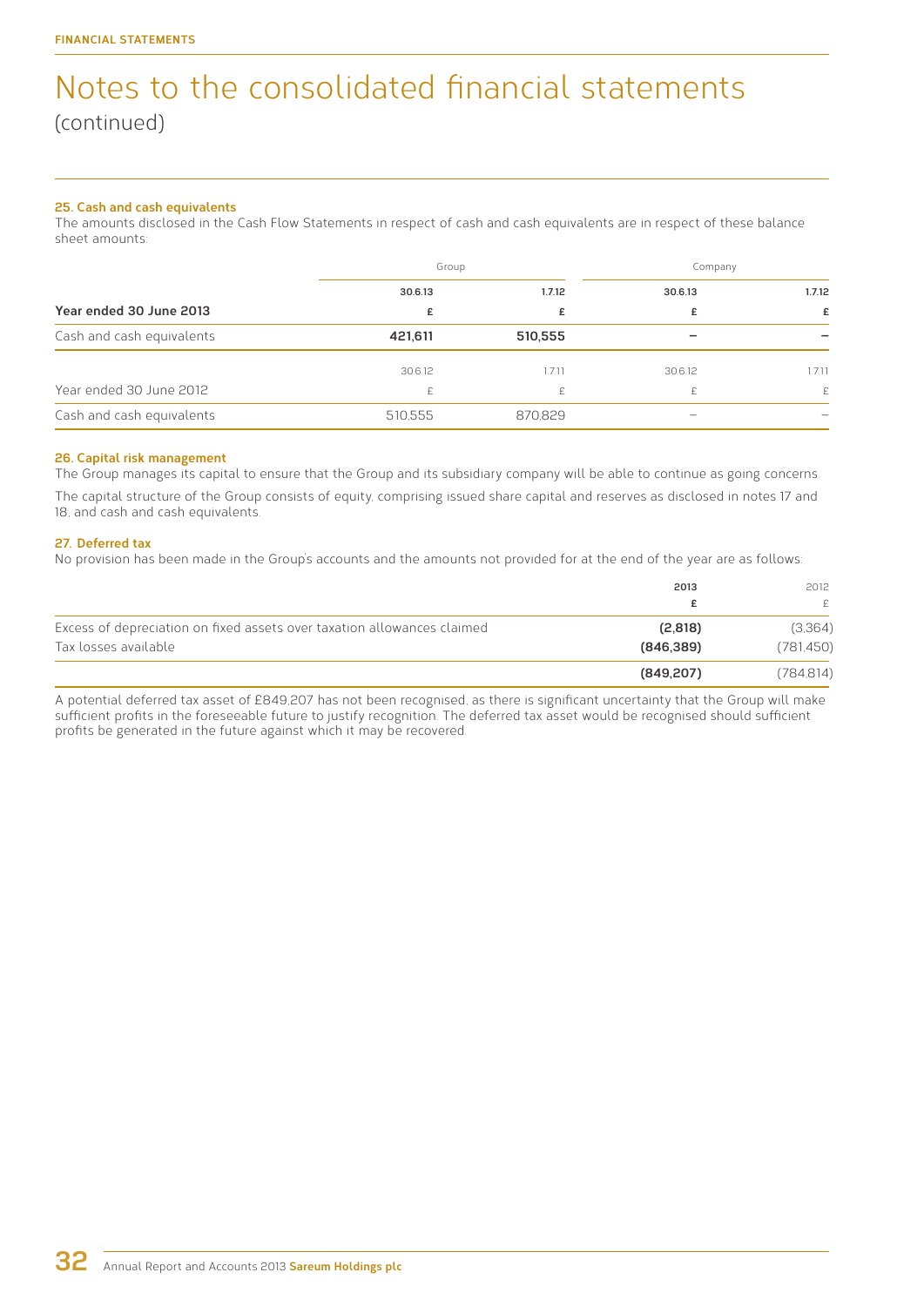FINANCIAL STATEMENTS

# Notes to the consolidated financial statements
(continued)

### 25. Cash and cash equivalents

The amounts disclosed in the Cash Flow Statements in respect of cash and cash equivalents are in respect of these balance sheet amounts:

| | Group | | Company | |
|---|---|---|---|---|
| | **30.6.13** | **1.7.12** | **30.6.13** | **1.7.12** |
| **Year ended 30 June 2013** | **£** | **£** | **£** | **£** |
| Cash and cash equivalents | **421,611** | **510,555** | **–** | **–** |
| | 30.6.12 | 1.7.11 | 30.6.12 | 1.7.11 |
| Year ended 30 June 2012 | £ | £ | £ | £ |
| Cash and cash equivalents | 510,555 | 870,829 | – | – |

### 26. Capital risk management

The Group manages its capital to ensure that the Group and its subsidiary company will be able to continue as going concerns.

The capital structure of the Group consists of equity, comprising issued share capital and reserves as disclosed in notes 17 and 18, and cash and cash equivalents.

### 27. Deferred tax

No provision has been made in the Group's accounts and the amounts not provided for at the end of the year are as follows:

| | **2013** | 2012 |
|---|---|---|
| | **£** | £ |
| Excess of depreciation on fixed assets over taxation allowances claimed | **(2,818)** | (3,364) |
| Tax losses available | **(846,389)** | (781,450) |
| | **(849,207)** | (784,814) |

A potential deferred tax asset of £849,207 has not been recognised, as there is significant uncertainty that the Group will make sufficient profits in the foreseeable future to justify recognition. The deferred tax asset would be recognised should sufficient profits be generated in the future against which it may be recovered.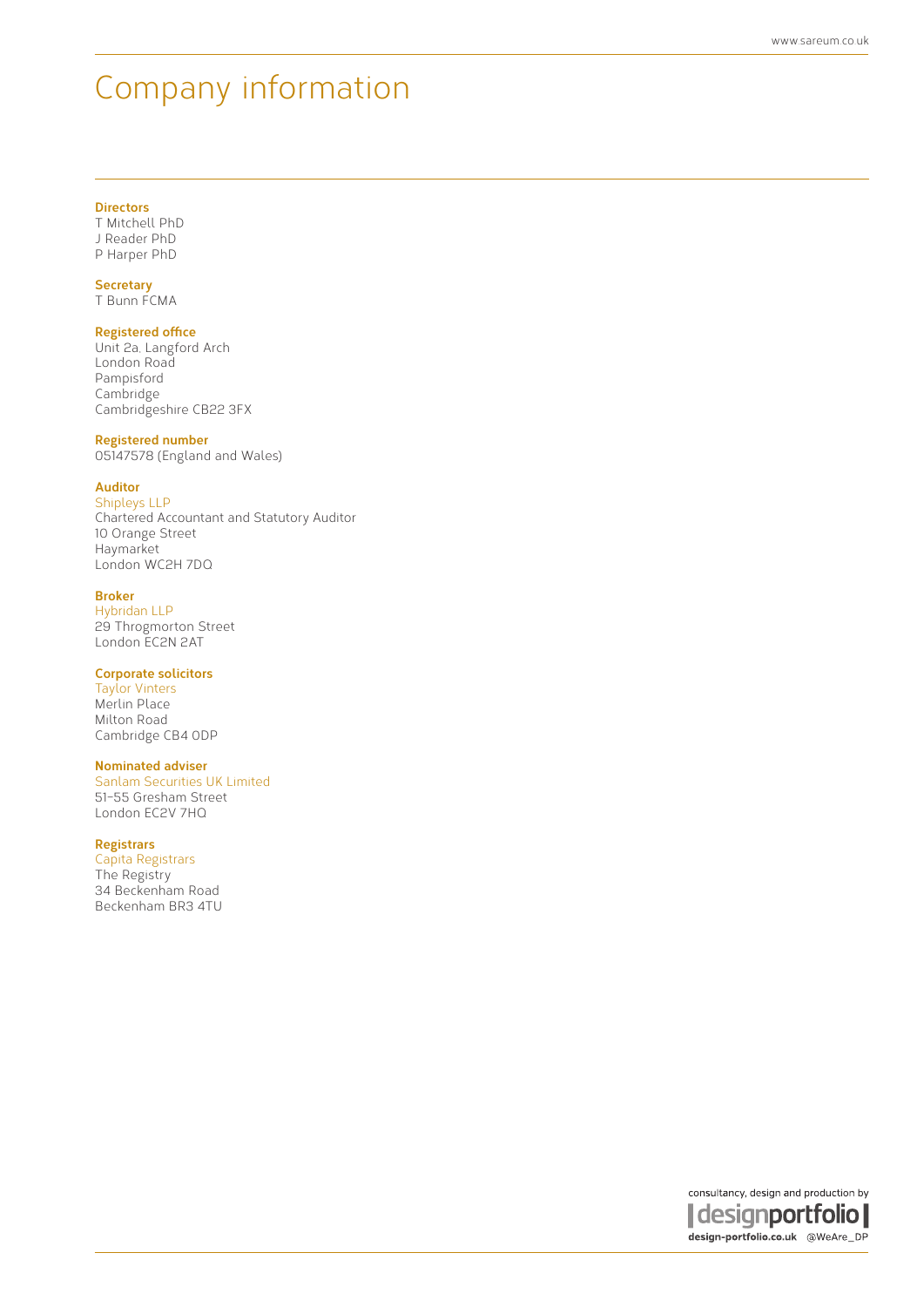# Company information

**Directors**
T Mitchell PhD
J Reader PhD
P Harper PhD

**Secretary**
T Bunn FCMA

**Registered office**
Unit 2a, Langford Arch
London Road
Pampisford
Cambridge
Cambridgeshire CB22 3FX

**Registered number**
05147578 (England and Wales)

**Auditor**
Shipleys LLP
Chartered Accountant and Statutory Auditor
10 Orange Street
Haymarket
London WC2H 7DQ

**Broker**
Hybridan LLP
29 Throgmorton Street
London EC2N 2AT

**Corporate solicitors**
Taylor Vinters
Merlin Place
Milton Road
Cambridge CB4 0DP

**Nominated adviser**
Sanlam Securities UK Limited
51–55 Gresham Street
London EC2V 7HQ

**Registrars**
Capita Registrars
The Registry
34 Beckenham Road
Beckenham BR3 4TU

consultancy, design and production by
designportfolio
design-portfolio.co.uk @WeAre_DP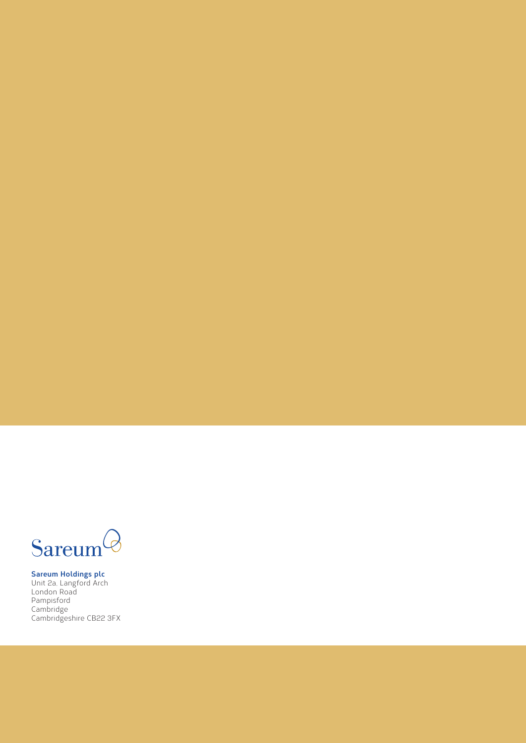Sareum

**Sareum Holdings plc**
Unit 2a, Langford Arch
London Road
Pampisford
Cambridge
Cambridgeshire CB22 3FX